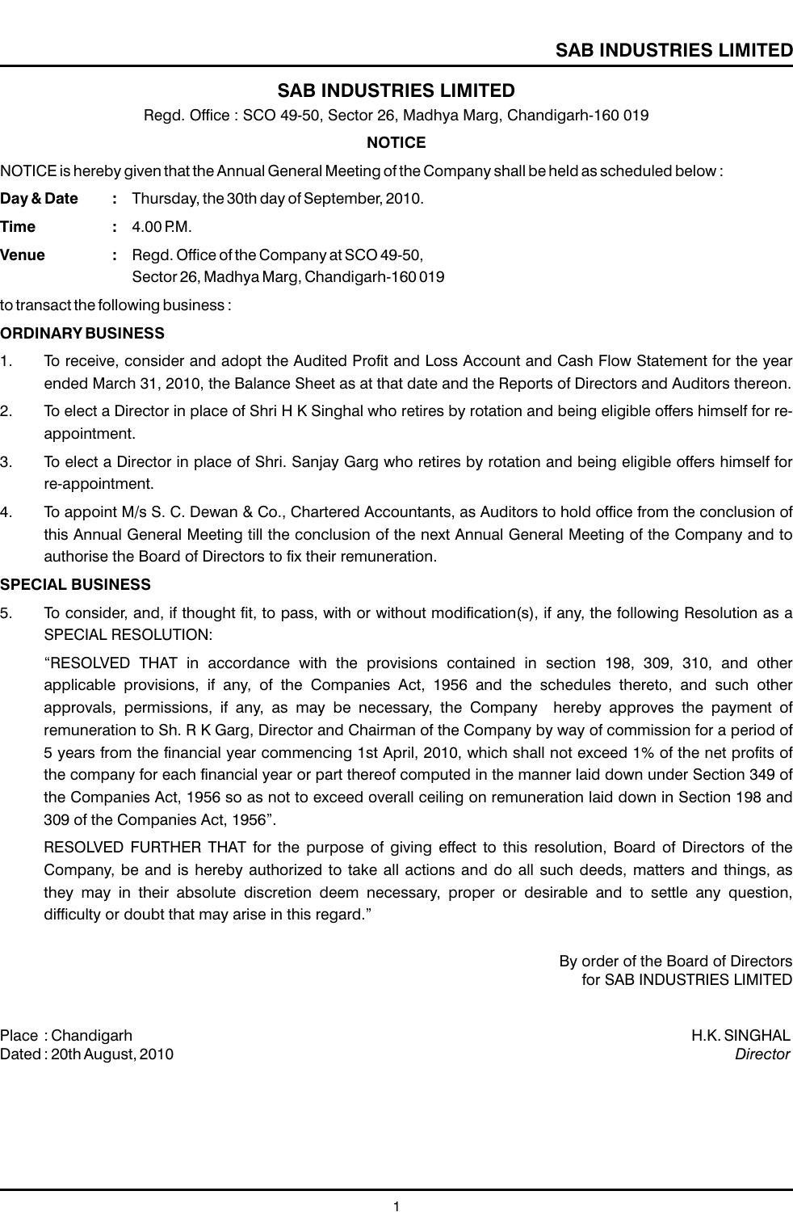# SAB INDUSTRIES LIMITED

Regd. Office : SCO 49-50, Sector 26, Madhya Marg, Chandigarh-160 019

## NOTICE

NOTICE is hereby given that the Annual General Meeting of the Company shall be held as scheduled below :

**Day & Date** **:** Thursday, the 30th day of September, 2010.

**Time** **:** 4.00 P.M.

**Venue** **:** Regd. Office of the Company at SCO 49-50, Sector 26, Madhya Marg, Chandigarh-160 019

to transact the following business :

**ORDINARY BUSINESS**

1. To receive, consider and adopt the Audited Profit and Loss Account and Cash Flow Statement for the year ended March 31, 2010, the Balance Sheet as at that date and the Reports of Directors and Auditors thereon.
2. To elect a Director in place of Shri H K Singhal who retires by rotation and being eligible offers himself for re-appointment.
3. To elect a Director in place of Shri. Sanjay Garg who retires by rotation and being eligible offers himself for re-appointment.
4. To appoint M/s S. C. Dewan & Co., Chartered Accountants, as Auditors to hold office from the conclusion of this Annual General Meeting till the conclusion of the next Annual General Meeting of the Company and to authorise the Board of Directors to fix their remuneration.

**SPECIAL BUSINESS**

5. To consider, and, if thought fit, to pass, with or without modification(s), if any, the following Resolution as a SPECIAL RESOLUTION:

   "RESOLVED THAT in accordance with the provisions contained in section 198, 309, 310, and other applicable provisions, if any, of the Companies Act, 1956 and the schedules thereto, and such other approvals, permissions, if any, as may be necessary, the Company hereby approves the payment of remuneration to Sh. R K Garg, Director and Chairman of the Company by way of commission for a period of 5 years from the financial year commencing 1st April, 2010, which shall not exceed 1% of the net profits of the company for each financial year or part thereof computed in the manner laid down under Section 349 of the Companies Act, 1956 so as not to exceed overall ceiling on remuneration laid down in Section 198 and 309 of the Companies Act, 1956".

   RESOLVED FURTHER THAT for the purpose of giving effect to this resolution, Board of Directors of the Company, be and is hereby authorized to take all actions and do all such deeds, matters and things, as they may in their absolute discretion deem necessary, proper or desirable and to settle any question, difficulty or doubt that may arise in this regard."

By order of the Board of Directors
for SAB INDUSTRIES LIMITED

Place : Chandigarh
Dated : 20th August, 2010

H.K. SINGHAL
*Director*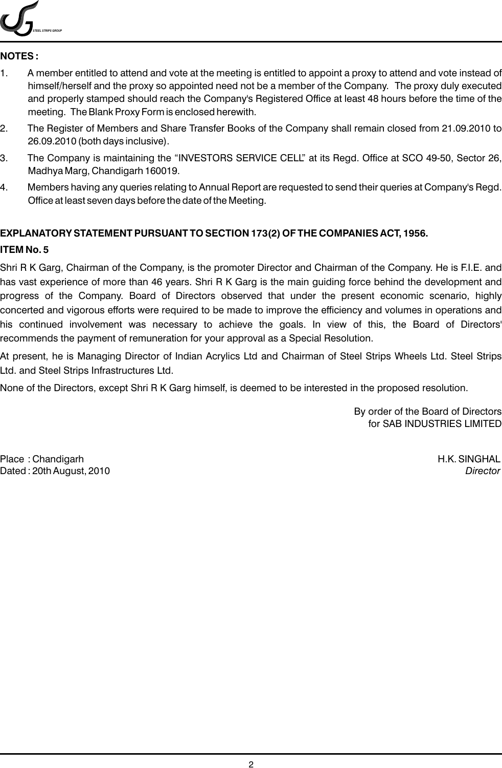**NOTES :**

1. A member entitled to attend and vote at the meeting is entitled to appoint a proxy to attend and vote instead of himself/herself and the proxy so appointed need not be a member of the Company. The proxy duly executed and properly stamped should reach the Company's Registered Office at least 48 hours before the time of the meeting. The Blank Proxy Form is enclosed herewith.
2. The Register of Members and Share Transfer Books of the Company shall remain closed from 21.09.2010 to 26.09.2010 (both days inclusive).
3. The Company is maintaining the "INVESTORS SERVICE CELL" at its Regd. Office at SCO 49-50, Sector 26, Madhya Marg, Chandigarh 160019.
4. Members having any queries relating to Annual Report are requested to send their queries at Company's Regd. Office at least seven days before the date of the Meeting.

**EXPLANATORY STATEMENT PURSUANT TO SECTION 173(2) OF THE COMPANIES ACT, 1956.**

**ITEM No. 5**

Shri R K Garg, Chairman of the Company, is the promoter Director and Chairman of the Company. He is F.I.E. and has vast experience of more than 46 years. Shri R K Garg is the main guiding force behind the development and progress of the Company. Board of Directors observed that under the present economic scenario, highly concerted and vigorous efforts were required to be made to improve the efficiency and volumes in operations and his continued involvement was necessary to achieve the goals. In view of this, the Board of Directors' recommends the payment of remuneration for your approval as a Special Resolution.

At present, he is Managing Director of Indian Acrylics Ltd and Chairman of Steel Strips Wheels Ltd. Steel Strips Ltd. and Steel Strips Infrastructures Ltd.

None of the Directors, except Shri R K Garg himself, is deemed to be interested in the proposed resolution.

By order of the Board of Directors
for SAB INDUSTRIES LIMITED

Place : Chandigarh
Dated : 20th August, 2010

H.K. SINGHAL
*Director*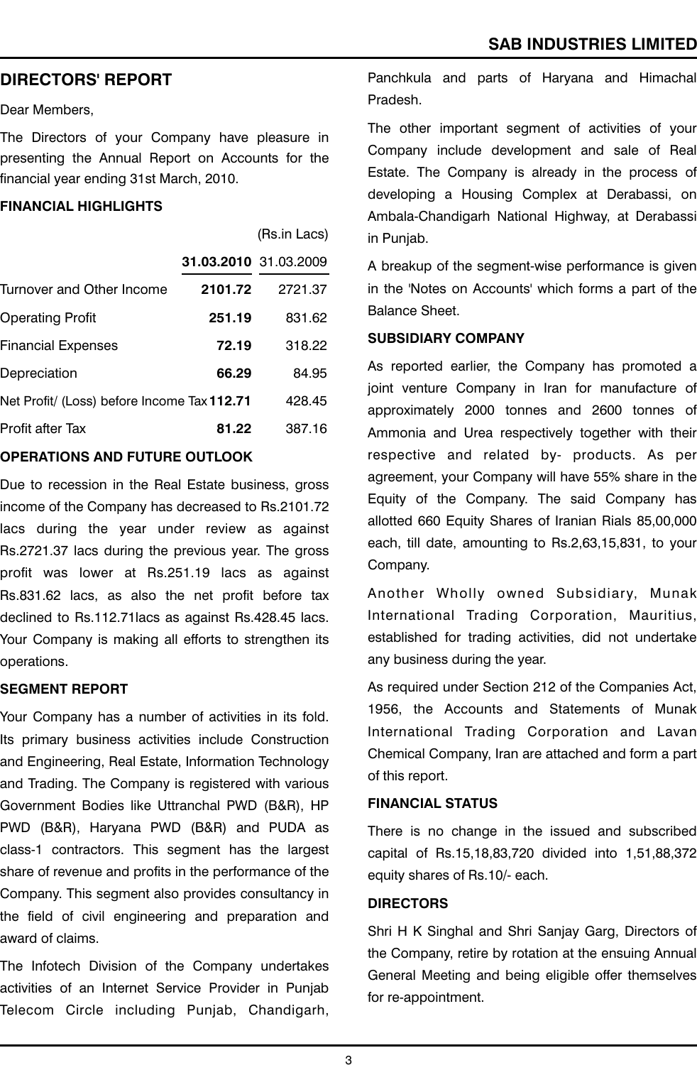## DIRECTORS' REPORT

Dear Members,

The Directors of your Company have pleasure in presenting the Annual Report on Accounts for the financial year ending 31st March, 2010.

### FINANCIAL HIGHLIGHTS

(Rs.in Lacs)

| | **31.03.2010** | 31.03.2009 |
|---|---|---|
| Turnover and Other Income | **2101.72** | 2721.37 |
| Operating Profit | **251.19** | 831.62 |
| Financial Expenses | **72.19** | 318.22 |
| Depreciation | **66.29** | 84.95 |
| Net Profit/ (Loss) before Income Tax | **112.71** | 428.45 |
| Profit after Tax | **81.22** | 387.16 |

### OPERATIONS AND FUTURE OUTLOOK

Due to recession in the Real Estate business, gross income of the Company has decreased to Rs.2101.72 lacs during the year under review as against Rs.2721.37 lacs during the previous year. The gross profit was lower at Rs.251.19 lacs as against Rs.831.62 lacs, as also the net profit before tax declined to Rs.112.71lacs as against Rs.428.45 lacs. Your Company is making all efforts to strengthen its operations.

### SEGMENT REPORT

Your Company has a number of activities in its fold. Its primary business activities include Construction and Engineering, Real Estate, Information Technology and Trading. The Company is registered with various Government Bodies like Uttranchal PWD (B&R), HP PWD (B&R), Haryana PWD (B&R) and PUDA as class-1 contractors. This segment has the largest share of revenue and profits in the performance of the Company. This segment also provides consultancy in the field of civil engineering and preparation and award of claims.

The Infotech Division of the Company undertakes activities of an Internet Service Provider in Punjab Telecom Circle including Punjab, Chandigarh, Panchkula and parts of Haryana and Himachal Pradesh.

The other important segment of activities of your Company include development and sale of Real Estate. The Company is already in the process of developing a Housing Complex at Derabassi, on Ambala-Chandigarh National Highway, at Derabassi in Punjab.

A breakup of the segment-wise performance is given in the 'Notes on Accounts' which forms a part of the Balance Sheet.

### SUBSIDIARY COMPANY

As reported earlier, the Company has promoted a joint venture Company in Iran for manufacture of approximately 2000 tonnes and 2600 tonnes of Ammonia and Urea respectively together with their respective and related by- products. As per agreement, your Company will have 55% share in the Equity of the Company. The said Company has allotted 660 Equity Shares of Iranian Rials 85,00,000 each, till date, amounting to Rs.2,63,15,831, to your Company.

Another Wholly owned Subsidiary, Munak International Trading Corporation, Mauritius, established for trading activities, did not undertake any business during the year.

As required under Section 212 of the Companies Act, 1956, the Accounts and Statements of Munak International Trading Corporation and Lavan Chemical Company, Iran are attached and form a part of this report.

### FINANCIAL STATUS

There is no change in the issued and subscribed capital of Rs.15,18,83,720 divided into 1,51,88,372 equity shares of Rs.10/- each.

### DIRECTORS

Shri H K Singhal and Shri Sanjay Garg, Directors of the Company, retire by rotation at the ensuing Annual General Meeting and being eligible offer themselves for re-appointment.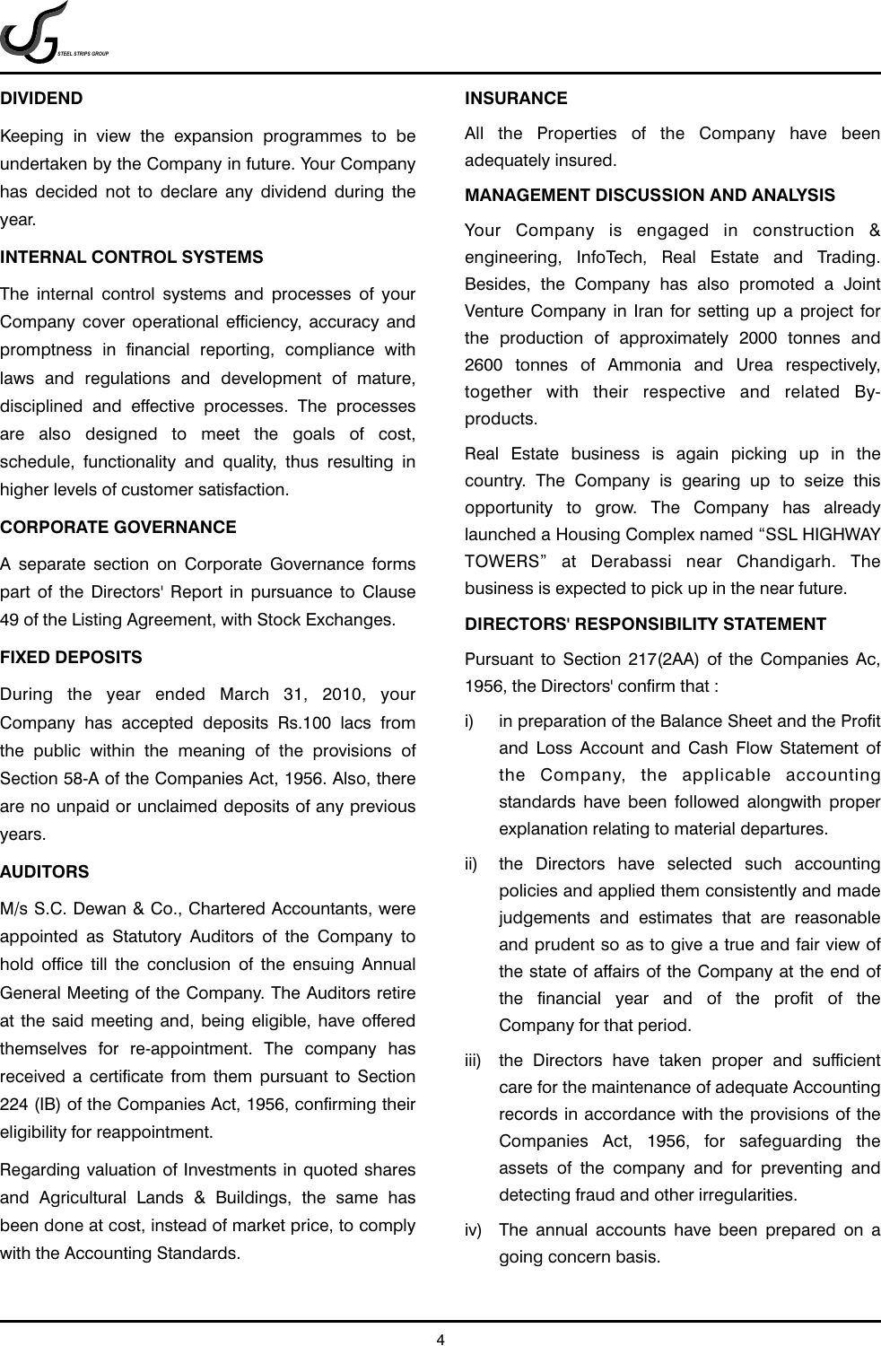## DIVIDEND

Keeping in view the expansion programmes to be undertaken by the Company in future. Your Company has decided not to declare any dividend during the year.

## INTERNAL CONTROL SYSTEMS

The internal control systems and processes of your Company cover operational efficiency, accuracy and promptness in financial reporting, compliance with laws and regulations and development of mature, disciplined and effective processes. The processes are also designed to meet the goals of cost, schedule, functionality and quality, thus resulting in higher levels of customer satisfaction.

## CORPORATE GOVERNANCE

A separate section on Corporate Governance forms part of the Directors' Report in pursuance to Clause 49 of the Listing Agreement, with Stock Exchanges.

## FIXED DEPOSITS

During the year ended March 31, 2010, your Company has accepted deposits Rs.100 lacs from the public within the meaning of the provisions of Section 58-A of the Companies Act, 1956. Also, there are no unpaid or unclaimed deposits of any previous years.

## AUDITORS

M/s S.C. Dewan & Co., Chartered Accountants, were appointed as Statutory Auditors of the Company to hold office till the conclusion of the ensuing Annual General Meeting of the Company. The Auditors retire at the said meeting and, being eligible, have offered themselves for re-appointment. The company has received a certificate from them pursuant to Section 224 (IB) of the Companies Act, 1956, confirming their eligibility for reappointment.

Regarding valuation of Investments in quoted shares and Agricultural Lands & Buildings, the same has been done at cost, instead of market price, to comply with the Accounting Standards.

## INSURANCE

All the Properties of the Company have been adequately insured.

## MANAGEMENT DISCUSSION AND ANALYSIS

Your Company is engaged in construction & engineering, InfoTech, Real Estate and Trading. Besides, the Company has also promoted a Joint Venture Company in Iran for setting up a project for the production of approximately 2000 tonnes and 2600 tonnes of Ammonia and Urea respectively, together with their respective and related By-products.

Real Estate business is again picking up in the country. The Company is gearing up to seize this opportunity to grow. The Company has already launched a Housing Complex named "SSL HIGHWAY TOWERS" at Derabassi near Chandigarh. The business is expected to pick up in the near future.

## DIRECTORS' RESPONSIBILITY STATEMENT

Pursuant to Section 217(2AA) of the Companies Ac, 1956, the Directors' confirm that :

i) in preparation of the Balance Sheet and the Profit and Loss Account and Cash Flow Statement of the Company, the applicable accounting standards have been followed alongwith proper explanation relating to material departures.

ii) the Directors have selected such accounting policies and applied them consistently and made judgements and estimates that are reasonable and prudent so as to give a true and fair view of the state of affairs of the Company at the end of the financial year and of the profit of the Company for that period.

iii) the Directors have taken proper and sufficient care for the maintenance of adequate Accounting records in accordance with the provisions of the Companies Act, 1956, for safeguarding the assets of the company and for preventing and detecting fraud and other irregularities.

iv) The annual accounts have been prepared on a going concern basis.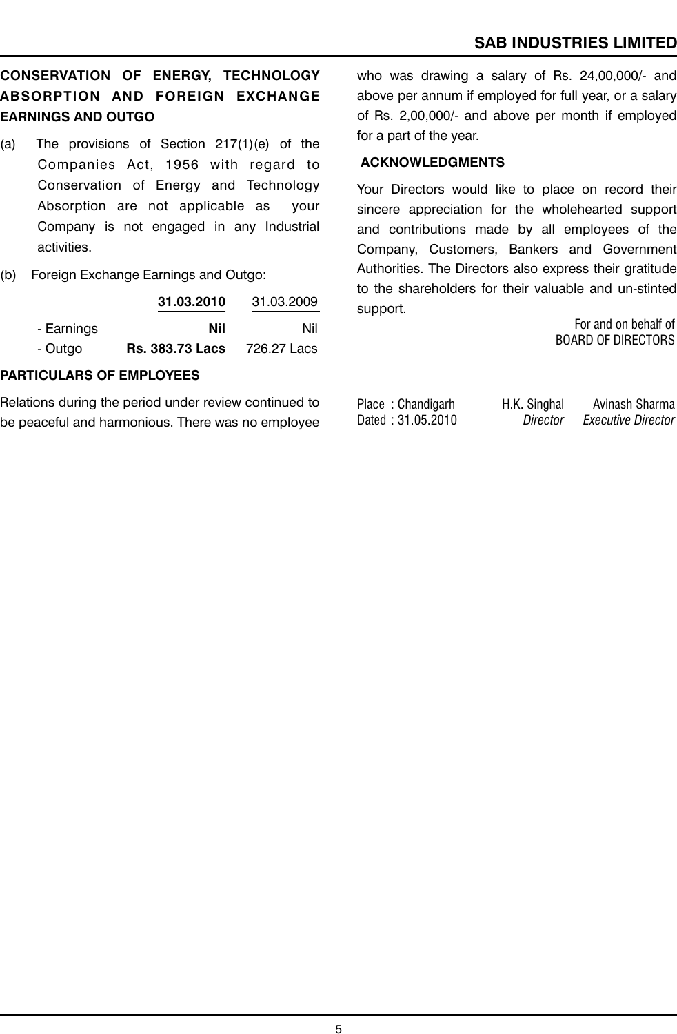## CONSERVATION OF ENERGY, TECHNOLOGY ABSORPTION AND FOREIGN EXCHANGE EARNINGS AND OUTGO

(a) The provisions of Section 217(1)(e) of the Companies Act, 1956 with regard to Conservation of Energy and Technology Absorption are not applicable as your Company is not engaged in any Industrial activities.

(b) Foreign Exchange Earnings and Outgo:

| | **31.03.2010** | 31.03.2009 |
|---|---|---|
| - Earnings | **Nil** | Nil |
| - Outgo | **Rs. 383.73 Lacs** | 726.27 Lacs |

## PARTICULARS OF EMPLOYEES

Relations during the period under review continued to be peaceful and harmonious. There was no employee who was drawing a salary of Rs. 24,00,000/- and above per annum if employed for full year, or a salary of Rs. 2,00,000/- and above per month if employed for a part of the year.

## ACKNOWLEDGMENTS

Your Directors would like to place on record their sincere appreciation for the wholehearted support and contributions made by all employees of the Company, Customers, Bankers and Government Authorities. The Directors also express their gratitude to the shareholders for their valuable and un-stinted support.

For and on behalf of
BOARD OF DIRECTORS

Place : Chandigarh
Dated : 31.05.2010

H.K. Singhal
*Director*

Avinash Sharma
*Executive Director*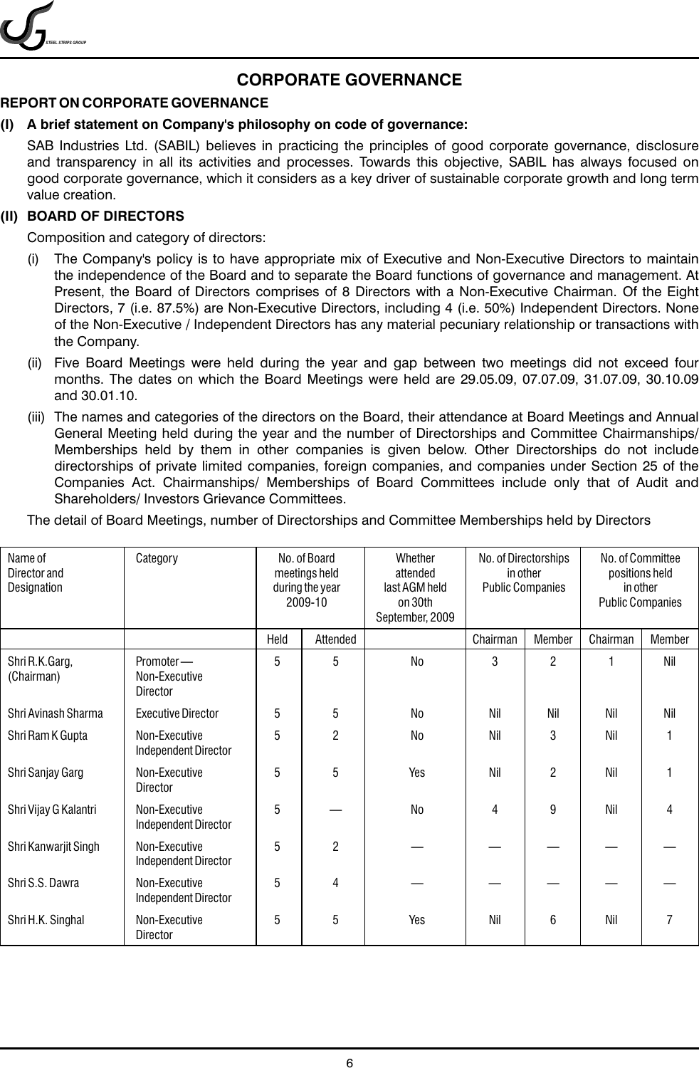# CORPORATE GOVERNANCE

## REPORT ON CORPORATE GOVERNANCE

### (I) A brief statement on Company's philosophy on code of governance:

SAB Industries Ltd. (SABIL) believes in practicing the principles of good corporate governance, disclosure and transparency in all its activities and processes. Towards this objective, SABIL has always focused on good corporate governance, which it considers as a key driver of sustainable corporate growth and long term value creation.

### (II) BOARD OF DIRECTORS

Composition and category of directors:

(i) The Company's policy is to have appropriate mix of Executive and Non-Executive Directors to maintain the independence of the Board and to separate the Board functions of governance and management. At Present, the Board of Directors comprises of 8 Directors with a Non-Executive Chairman. Of the Eight Directors, 7 (i.e. 87.5%) are Non-Executive Directors, including 4 (i.e. 50%) Independent Directors. None of the Non-Executive / Independent Directors has any material pecuniary relationship or transactions with the Company.

(ii) Five Board Meetings were held during the year and gap between two meetings did not exceed four months. The dates on which the Board Meetings were held are 29.05.09, 07.07.09, 31.07.09, 30.10.09 and 30.01.10.

(iii) The names and categories of the directors on the Board, their attendance at Board Meetings and Annual General Meeting held during the year and the number of Directorships and Committee Chairmanships/ Memberships held by them in other companies is given below. Other Directorships do not include directorships of private limited companies, foreign companies, and companies under Section 25 of the Companies Act. Chairmanships/ Memberships of Board Committees include only that of Audit and Shareholders/ Investors Grievance Committees.

The detail of Board Meetings, number of Directorships and Committee Memberships held by Directors

| Name of Director and Designation | Category | No. of Board meetings held during the year 2009-10 | | Whether attended last AGM held on 30th September, 2009 | No. of Directorships in other Public Companies | | No. of Committee positions held in other Public Companies | |
|---|---|---|---|---|---|---|---|---|
| | | Held | Attended | | Chairman | Member | Chairman | Member |
| Shri R.K.Garg, (Chairman) | Promoter — Non-Executive Director | 5 | 5 | No | 3 | 2 | 1 | Nil |
| Shri Avinash Sharma | Executive Director | 5 | 5 | No | Nil | Nil | Nil | Nil |
| Shri Ram K Gupta | Non-Executive Independent Director | 5 | 2 | No | Nil | 3 | Nil | 1 |
| Shri Sanjay Garg | Non-Executive Director | 5 | 5 | Yes | Nil | 2 | Nil | 1 |
| Shri Vijay G Kalantri | Non-Executive Independent Director | 5 | — | No | 4 | 9 | Nil | 4 |
| Shri Kanwarjit Singh | Non-Executive Independent Director | 5 | 2 | — | — | — | — | — |
| Shri S.S. Dawra | Non-Executive Independent Director | 5 | 4 | — | — | — | — | — |
| Shri H.K. Singhal | Non-Executive Director | 5 | 5 | Yes | Nil | 6 | Nil | 7 |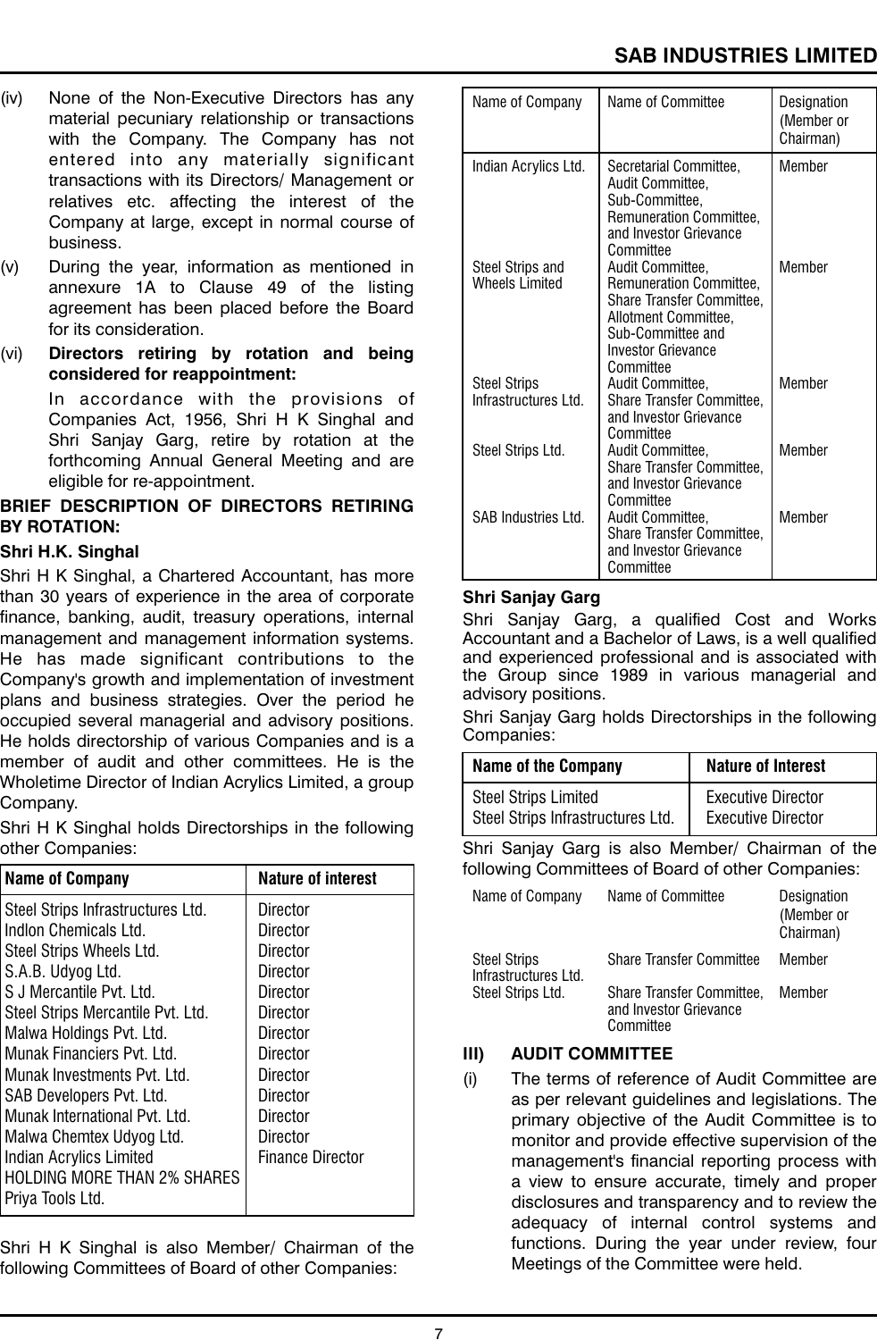(iv) None of the Non-Executive Directors has any material pecuniary relationship or transactions with the Company. The Company has not entered into any materially significant transactions with its Directors/ Management or relatives etc. affecting the interest of the Company at large, except in normal course of business.

(v) During the year, information as mentioned in annexure 1A to Clause 49 of the listing agreement has been placed before the Board for its consideration.

(vi) **Directors retiring by rotation and being considered for reappointment:**

In accordance with the provisions of Companies Act, 1956, Shri H K Singhal and Shri Sanjay Garg, retire by rotation at the forthcoming Annual General Meeting and are eligible for re-appointment.

**BRIEF DESCRIPTION OF DIRECTORS RETIRING BY ROTATION:**

**Shri H.K. Singhal**

Shri H K Singhal, a Chartered Accountant, has more than 30 years of experience in the area of corporate finance, banking, audit, treasury operations, internal management and management information systems. He has made significant contributions to the Company's growth and implementation of investment plans and business strategies. Over the period he occupied several managerial and advisory positions. He holds directorship of various Companies and is a member of audit and other committees. He is the Wholetime Director of Indian Acrylics Limited, a group Company.

Shri H K Singhal holds Directorships in the following other Companies:

| Name of Company | Nature of interest |
|---|---|
| Steel Strips Infrastructures Ltd. | Director |
| Indlon Chemicals Ltd. | Director |
| Steel Strips Wheels Ltd. | Director |
| S.A.B. Udyog Ltd. | Director |
| S J Mercantile Pvt. Ltd. | Director |
| Steel Strips Mercantile Pvt. Ltd. | Director |
| Malwa Holdings Pvt. Ltd. | Director |
| Munak Financiers Pvt. Ltd. | Director |
| Munak Investments Pvt. Ltd. | Director |
| SAB Developers Pvt. Ltd. | Director |
| Munak International Pvt. Ltd. | Director |
| Malwa Chemtex Udyog Ltd. | Director |
| Indian Acrylics Limited | Finance Director |
| HOLDING MORE THAN 2% SHARES | |
| Priya Tools Ltd. | |

Shri H K Singhal is also Member/ Chairman of the following Committees of Board of other Companies:

| Name of Company | Name of Committee | Designation (Member or Chairman) |
|---|---|---|
| Indian Acrylics Ltd. | Secretarial Committee, Audit Committee, Sub-Committee, Remuneration Committee, and Investor Grievance Committee | Member |
| Steel Strips and Wheels Limited | Audit Committee, Remuneration Committee, Share Transfer Committee, Allotment Committee, Sub-Committee and Investor Grievance Committee | Member |
| Steel Strips Infrastructures Ltd. | Audit Committee, Share Transfer Committee, and Investor Grievance Committee | Member |
| Steel Strips Ltd. | Audit Committee, Share Transfer Committee, and Investor Grievance Committee | Member |
| SAB Industries Ltd. | Audit Committee, Share Transfer Committee, and Investor Grievance Committee | Member |

**Shri Sanjay Garg**

Shri Sanjay Garg, a qualified Cost and Works Accountant and a Bachelor of Laws, is a well qualified and experienced professional and is associated with the Group since 1989 in various managerial and advisory positions.

Shri Sanjay Garg holds Directorships in the following Companies:

| Name of the Company | Nature of Interest |
|---|---|
| Steel Strips Limited | Executive Director |
| Steel Strips Infrastructures Ltd. | Executive Director |

Shri Sanjay Garg is also Member/ Chairman of the following Committees of Board of other Companies:

| Name of Company | Name of Committee | Designation (Member or Chairman) |
|---|---|---|
| Steel Strips Infrastructures Ltd. | Share Transfer Committee | Member |
| Steel Strips Ltd. | Share Transfer Committee, and Investor Grievance Committee | Member |

## III) AUDIT COMMITTEE

(i) The terms of reference of Audit Committee are as per relevant guidelines and legislations. The primary objective of the Audit Committee is to monitor and provide effective supervision of the management's financial reporting process with a view to ensure accurate, timely and proper disclosures and transparency and to review the adequacy of internal control systems and functions. During the year under review, four Meetings of the Committee were held.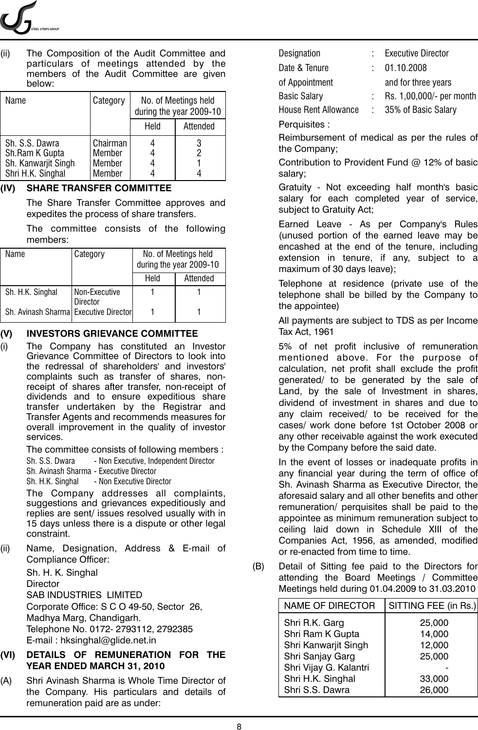(ii) The Composition of the Audit Committee and particulars of meetings attended by the members of the Audit Committee are given below:

| Name | Category | No. of Meetings held during the year 2009-10 | |
|---|---|---|---|
| | | Held | Attended |
| Sh. S.S. Dawra | Chairman | 4 | 3 |
| Sh.Ram K Gupta | Member | 4 | 2 |
| Sh. Kanwarjit Singh | Member | 4 | 1 |
| Shri H.K. Singhal | Member | 4 | 4 |

## (IV) SHARE TRANSFER COMMITTEE

The Share Transfer Committee approves and expedites the process of share transfers.

The committee consists of the following members:

| Name | Category | No. of Meetings held during the year 2009-10 | |
|---|---|---|---|
| | | Held | Attended |
| Sh. H.K. Singhal | Non-Executive Director | 1 | 1 |
| Sh. Avinash Sharma | Executive Director | 1 | 1 |

## (V) INVESTORS GRIEVANCE COMMITTEE

(i) The Company has constituted an Investor Grievance Committee of Directors to look into the redressal of shareholders' and investors' complaints such as transfer of shares, non-receipt of shares after transfer, non-receipt of dividends and to ensure expeditious share transfer undertaken by the Registrar and Transfer Agents and recommends measures for overall improvement in the quality of investor services.

The committee consists of following members :

Sh. S.S. Dwara - Non Executive, Independent Director
Sh. Avinash Sharma - Executive Director
Sh. H.K. Singhal - Non Executive Director

The Company addresses all complaints, suggestions and grievances expeditiously and replies are sent/ issues resolved usually with in 15 days unless there is a dispute or other legal constraint.

(ii) Name, Designation, Address & E-mail of Compliance Officer:

Sh. H. K. Singhal
Director
SAB INDUSTRIES LIMITED
Corporate Office: S C O 49-50, Sector 26,
Madhya Marg, Chandigarh.
Telephone No. 0172- 2793112, 2792385
E-mail : hksinghal@glide.net.in

## (VI) DETAILS OF REMUNERATION FOR THE YEAR ENDED MARCH 31, 2010

(A) Shri Avinash Sharma is Whole Time Director of the Company. His particulars and details of remuneration paid are as under:

Designation : Executive Director
Date & Tenure of Appointment : 01.10.2008 and for three years
Basic Salary : Rs. 1,00,000/- per month
House Rent Allowance : 35% of Basic Salary

Perquisites :

Reimbursement of medical as per the rules of the Company;

Contribution to Provident Fund @ 12% of basic salary;

Gratuity - Not exceeding half month's basic salary for each completed year of service, subject to Gratuity Act;

Earned Leave - As per Company's Rules (unused portion of the earned leave may be encashed at the end of the tenure, including extension in tenure, if any, subject to a maximum of 30 days leave);

Telephone at residence (private use of the telephone shall be billed by the Company to the appointee)

All payments are subject to TDS as per Income Tax Act, 1961

5% of net profit inclusive of remuneration mentioned above. For the purpose of calculation, net profit shall exclude the profit generated/ to be generated by the sale of Land, by the sale of Investment in shares, dividend of investment in shares and due to any claim received/ to be received for the cases/ work done before 1st October 2008 or any other receivable against the work executed by the Company before the said date.

In the event of losses or inadequate profits in any financial year during the term of office of Sh. Avinash Sharma as Executive Director, the aforesaid salary and all other benefits and other remuneration/ perquisites shall be paid to the appointee as minimum remuneration subject to ceiling laid down in Schedule XIII of the Companies Act, 1956, as amended, modified or re-enacted from time to time.

(B) Detail of Sitting fee paid to the Directors for attending the Board Meetings / Committee Meetings held during 01.04.2009 to 31.03.2010

| NAME OF DIRECTOR | SITTING FEE (in Rs.) |
|---|---|
| Shri R.K. Garg | 25,000 |
| Shri Ram K Gupta | 14,000 |
| Shri Kanwarjit Singh | 12,000 |
| Shri Sanjay Garg | 25,000 |
| Shri Vijay G. Kalantri | - |
| Shri H.K. Singhal | 33,000 |
| Shri S.S. Dawra | 26,000 |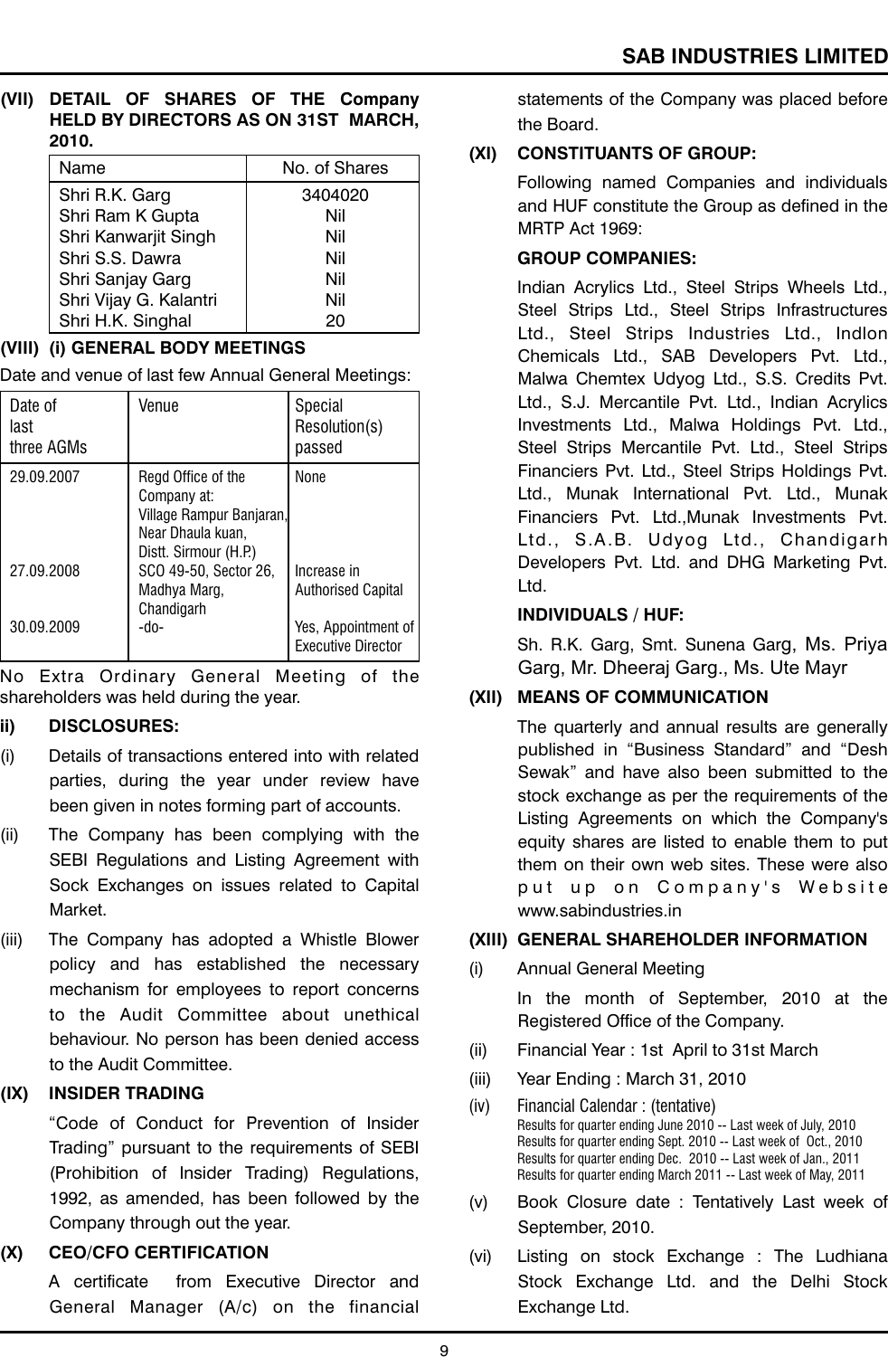**(VII) DETAIL OF SHARES OF THE Company HELD BY DIRECTORS AS ON 31ST MARCH, 2010.**

| Name | No. of Shares |
|---|---|
| Shri R.K. Garg | 3404020 |
| Shri Ram K Gupta | Nil |
| Shri Kanwarjit Singh | Nil |
| Shri S.S. Dawra | Nil |
| Shri Sanjay Garg | Nil |
| Shri Vijay G. Kalantri | Nil |
| Shri H.K. Singhal | 20 |

**(VIII) (i) GENERAL BODY MEETINGS**

Date and venue of last few Annual General Meetings:

| Date of last three AGMs | Venue | Special Resolution(s) passed |
|---|---|---|
| 29.09.2007 | Regd Office of the Company at: Village Rampur Banjaran, Near Dhaula kuan, Distt. Sirmour (H.P.) | None |
| 27.09.2008 | SCO 49-50, Sector 26, Madhya Marg, Chandigarh | Increase in Authorised Capital |
| 30.09.2009 | -do- | Yes, Appointment of Executive Director |

No Extra Ordinary General Meeting of the shareholders was held during the year.

**ii) DISCLOSURES:**

(i) Details of transactions entered into with related parties, during the year under review have been given in notes forming part of accounts.

(ii) The Company has been complying with the SEBI Regulations and Listing Agreement with Sock Exchanges on issues related to Capital Market.

(iii) The Company has adopted a Whistle Blower policy and has established the necessary mechanism for employees to report concerns to the Audit Committee about unethical behaviour. No person has been denied access to the Audit Committee.

**(IX) INSIDER TRADING**

"Code of Conduct for Prevention of Insider Trading" pursuant to the requirements of SEBI (Prohibition of Insider Trading) Regulations, 1992, as amended, has been followed by the Company through out the year.

**(X) CEO/CFO CERTIFICATION**

A certificate from Executive Director and General Manager (A/c) on the financial statements of the Company was placed before the Board.

**(XI) CONSTITUANTS OF GROUP:**

Following named Companies and individuals and HUF constitute the Group as defined in the MRTP Act 1969:

**GROUP COMPANIES:**

Indian Acrylics Ltd., Steel Strips Wheels Ltd., Steel Strips Ltd., Steel Strips Infrastructures Ltd., Steel Strips Industries Ltd., Indlon Chemicals Ltd., SAB Developers Pvt. Ltd., Malwa Chemtex Udyog Ltd., S.S. Credits Pvt. Ltd., S.J. Mercantile Pvt. Ltd., Indian Acrylics Investments Ltd., Malwa Holdings Pvt. Ltd., Steel Strips Mercantile Pvt. Ltd., Steel Strips Financiers Pvt. Ltd., Steel Strips Holdings Pvt. Ltd., Munak International Pvt. Ltd., Munak Financiers Pvt. Ltd.,Munak Investments Pvt. Ltd., S.A.B. Udyog Ltd., Chandigarh Developers Pvt. Ltd. and DHG Marketing Pvt. Ltd.

**INDIVIDUALS / HUF:**

Sh. R.K. Garg, Smt. Sunena Garg, Ms. Priya Garg, Mr. Dheeraj Garg., Ms. Ute Mayr

**(XII) MEANS OF COMMUNICATION**

The quarterly and annual results are generally published in "Business Standard" and "Desh Sewak" and have also been submitted to the stock exchange as per the requirements of the Listing Agreements on which the Company's equity shares are listed to enable them to put them on their own web sites. These were also put up on Company's Website www.sabindustries.in

**(XIII) GENERAL SHAREHOLDER INFORMATION**

(i) Annual General Meeting

In the month of September, 2010 at the Registered Office of the Company.

(ii) Financial Year : 1st April to 31st March

(iii) Year Ending : March 31, 2010

(iv) Financial Calendar : (tentative)
Results for quarter ending June 2010 -- Last week of July, 2010
Results for quarter ending Sept. 2010 -- Last week of Oct., 2010
Results for quarter ending Dec. 2010 -- Last week of Jan., 2011
Results for quarter ending March 2011 -- Last week of May, 2011

(v) Book Closure date : Tentatively Last week of September, 2010.

(vi) Listing on stock Exchange : The Ludhiana Stock Exchange Ltd. and the Delhi Stock Exchange Ltd.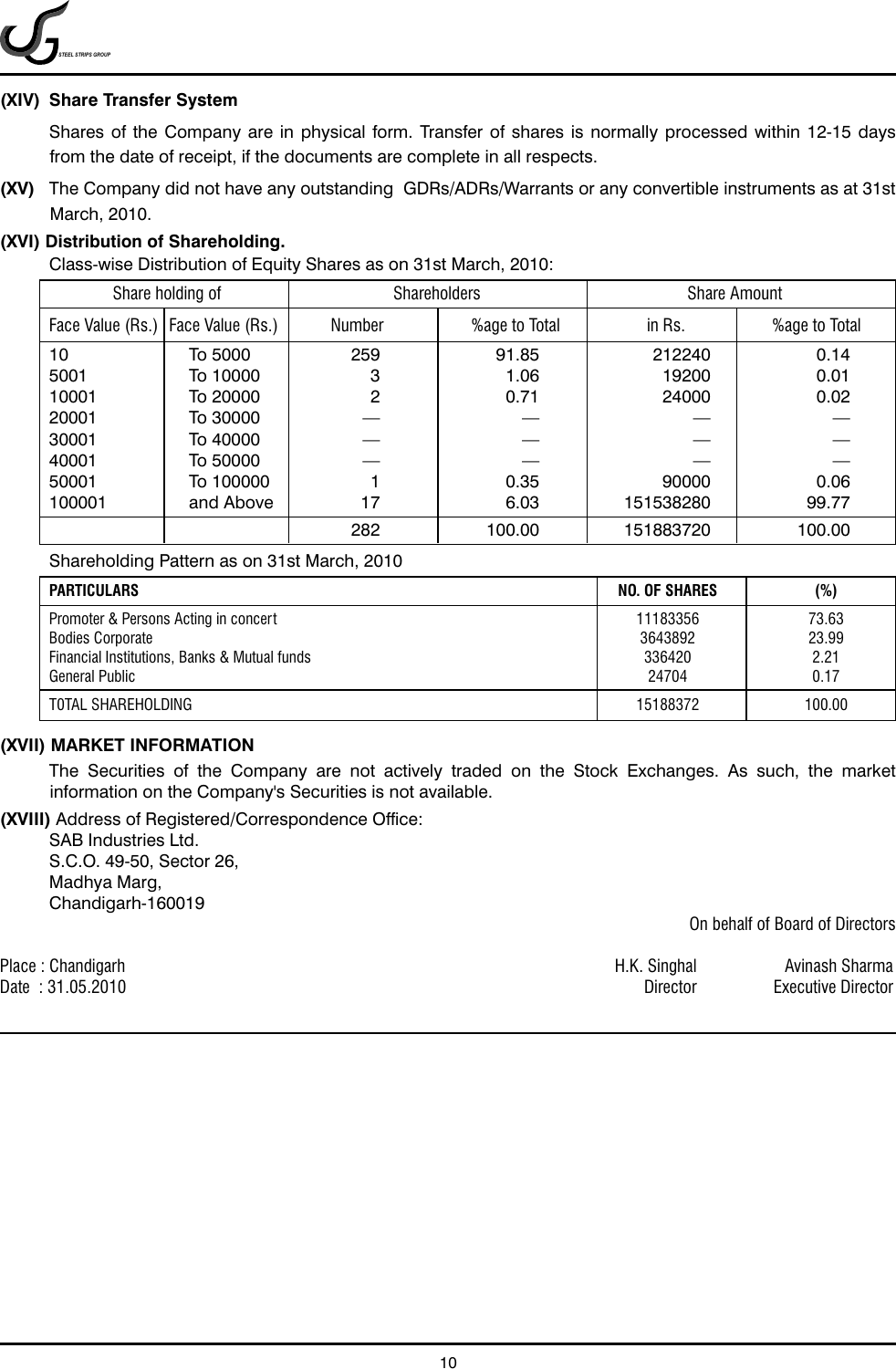**(XIV) Share Transfer System**

Shares of the Company are in physical form. Transfer of shares is normally processed within 12-15 days from the date of receipt, if the documents are complete in all respects.

**(XV)** The Company did not have any outstanding GDRs/ADRs/Warrants or any convertible instruments as at 31st March, 2010.

**(XVI) Distribution of Shareholding.**

Class-wise Distribution of Equity Shares as on 31st March, 2010:

| Share holding of | | Shareholders | | Share Amount | |
|---|---|---|---|---|---|
| Face Value (Rs.) | Face Value (Rs.) | Number | %age to Total | in Rs. | %age to Total |
| 10 | To 5000 | 259 | 91.85 | 212240 | 0.14 |
| 5001 | To 10000 | 3 | 1.06 | 19200 | 0.01 |
| 10001 | To 20000 | 2 | 0.71 | 24000 | 0.02 |
| 20001 | To 30000 | — | — | — | — |
| 30001 | To 40000 | — | — | — | — |
| 40001 | To 50000 | — | — | — | — |
| 50001 | To 100000 | 1 | 0.35 | 90000 | 0.06 |
| 100001 | and Above | 17 | 6.03 | 151538280 | 99.77 |
| | | 282 | 100.00 | 151883720 | 100.00 |

Shareholding Pattern as on 31st March, 2010

| PARTICULARS | NO. OF SHARES | (%) |
|---|---|---|
| Promoter & Persons Acting in concert | 11183356 | 73.63 |
| Bodies Corporate | 3643892 | 23.99 |
| Financial Institutions, Banks & Mutual funds | 336420 | 2.21 |
| General Public | 24704 | 0.17 |
| TOTAL SHAREHOLDING | 15188372 | 100.00 |

**(XVII) MARKET INFORMATION**

The Securities of the Company are not actively traded on the Stock Exchanges. As such, the market information on the Company's Securities is not available.

**(XVIII)** Address of Registered/Correspondence Office:

SAB Industries Ltd.
S.C.O. 49-50, Sector 26,
Madhya Marg,
Chandigarh-160019

On behalf of Board of Directors

Place : Chandigarh
Date : 31.05.2010

H.K. Singhal
Director

Avinash Sharma
Executive Director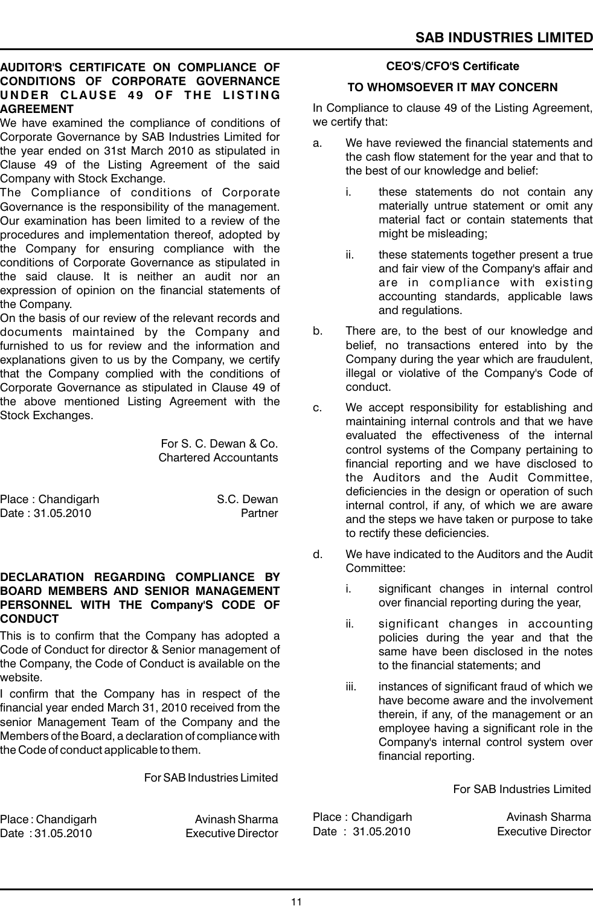## AUDITOR'S CERTIFICATE ON COMPLIANCE OF CONDITIONS OF CORPORATE GOVERNANCE UNDER CLAUSE 49 OF THE LISTING AGREEMENT

We have examined the compliance of conditions of Corporate Governance by SAB Industries Limited for the year ended on 31st March 2010 as stipulated in Clause 49 of the Listing Agreement of the said Company with Stock Exchange.

The Compliance of conditions of Corporate Governance is the responsibility of the management. Our examination has been limited to a review of the procedures and implementation thereof, adopted by the Company for ensuring compliance with the conditions of Corporate Governance as stipulated in the said clause. It is neither an audit nor an expression of opinion on the financial statements of the Company.

On the basis of our review of the relevant records and documents maintained by the Company and furnished to us for review and the information and explanations given to us by the Company, we certify that the Company complied with the conditions of Corporate Governance as stipulated in Clause 49 of the above mentioned Listing Agreement with the Stock Exchanges.

For S. C. Dewan & Co.
Chartered Accountants

Place : Chandigarh
Date : 31.05.2010

S.C. Dewan
Partner

## DECLARATION REGARDING COMPLIANCE BY BOARD MEMBERS AND SENIOR MANAGEMENT PERSONNEL WITH THE Company'S CODE OF CONDUCT

This is to confirm that the Company has adopted a Code of Conduct for director & Senior management of the Company, the Code of Conduct is available on the website.

I confirm that the Company has in respect of the financial year ended March 31, 2010 received from the senior Management Team of the Company and the Members of the Board, a declaration of compliance with the Code of conduct applicable to them.

For SAB Industries Limited

Place : Chandigarh
Date : 31.05.2010

Avinash Sharma
Executive Director

## CEO'S/CFO'S Certificate

### TO WHOMSOEVER IT MAY CONCERN

In Compliance to clause 49 of the Listing Agreement, we certify that:

a. We have reviewed the financial statements and the cash flow statement for the year and that to the best of our knowledge and belief:

   i. these statements do not contain any materially untrue statement or omit any material fact or contain statements that might be misleading;

   ii. these statements together present a true and fair view of the Company's affair and are in compliance with existing accounting standards, applicable laws and regulations.

b. There are, to the best of our knowledge and belief, no transactions entered into by the Company during the year which are fraudulent, illegal or violative of the Company's Code of conduct.

c. We accept responsibility for establishing and maintaining internal controls and that we have evaluated the effectiveness of the internal control systems of the Company pertaining to financial reporting and we have disclosed to the Auditors and the Audit Committee, deficiencies in the design or operation of such internal control, if any, of which we are aware and the steps we have taken or purpose to take to rectify these deficiencies.

d. We have indicated to the Auditors and the Audit Committee:

   i. significant changes in internal control over financial reporting during the year,

   ii. significant changes in accounting policies during the year and that the same have been disclosed in the notes to the financial statements; and

   iii. instances of significant fraud of which we have become aware and the involvement therein, if any, of the management or an employee having a significant role in the Company's internal control system over financial reporting.

For SAB Industries Limited

Place : Chandigarh
Date : 31.05.2010

Avinash Sharma
Executive Director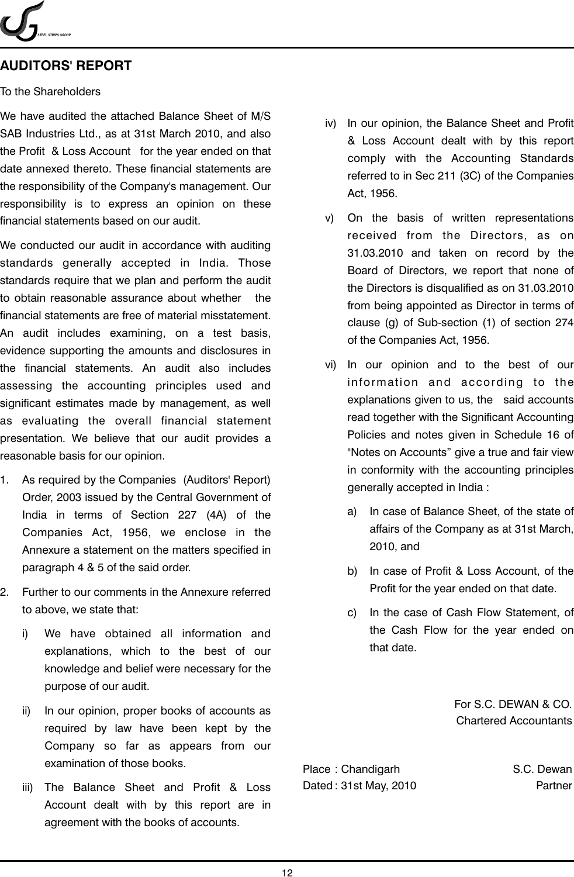# AUDITORS' REPORT

To the Shareholders

We have audited the attached Balance Sheet of M/S SAB Industries Ltd., as at 31st March 2010, and also the Profit & Loss Account for the year ended on that date annexed thereto. These financial statements are the responsibility of the Company's management. Our responsibility is to express an opinion on these financial statements based on our audit.

We conducted our audit in accordance with auditing standards generally accepted in India. Those standards require that we plan and perform the audit to obtain reasonable assurance about whether the financial statements are free of material misstatement. An audit includes examining, on a test basis, evidence supporting the amounts and disclosures in the financial statements. An audit also includes assessing the accounting principles used and significant estimates made by management, as well as evaluating the overall financial statement presentation. We believe that our audit provides a reasonable basis for our opinion.

1. As required by the Companies (Auditors' Report) Order, 2003 issued by the Central Government of India in terms of Section 227 (4A) of the Companies Act, 1956, we enclose in the Annexure a statement on the matters specified in paragraph 4 & 5 of the said order.

2. Further to our comments in the Annexure referred to above, we state that:

   i) We have obtained all information and explanations, which to the best of our knowledge and belief were necessary for the purpose of our audit.

   ii) In our opinion, proper books of accounts as required by law have been kept by the Company so far as appears from our examination of those books.

   iii) The Balance Sheet and Profit & Loss Account dealt with by this report are in agreement with the books of accounts.

   iv) In our opinion, the Balance Sheet and Profit & Loss Account dealt with by this report comply with the Accounting Standards referred to in Sec 211 (3C) of the Companies Act, 1956.

   v) On the basis of written representations received from the Directors, as on 31.03.2010 and taken on record by the Board of Directors, we report that none of the Directors is disqualified as on 31.03.2010 from being appointed as Director in terms of clause (g) of Sub-section (1) of section 274 of the Companies Act, 1956.

   vi) In our opinion and to the best of our information and according to the explanations given to us, the said accounts read together with the Significant Accounting Policies and notes given in Schedule 16 of "Notes on Accounts" give a true and fair view in conformity with the accounting principles generally accepted in India :

      a) In case of Balance Sheet, of the state of affairs of the Company as at 31st March, 2010, and

      b) In case of Profit & Loss Account, of the Profit for the year ended on that date.

      c) In the case of Cash Flow Statement, of the Cash Flow for the year ended on that date.

For S.C. DEWAN & CO.
Chartered Accountants

Place : Chandigarh
Dated : 31st May, 2010

S.C. Dewan
Partner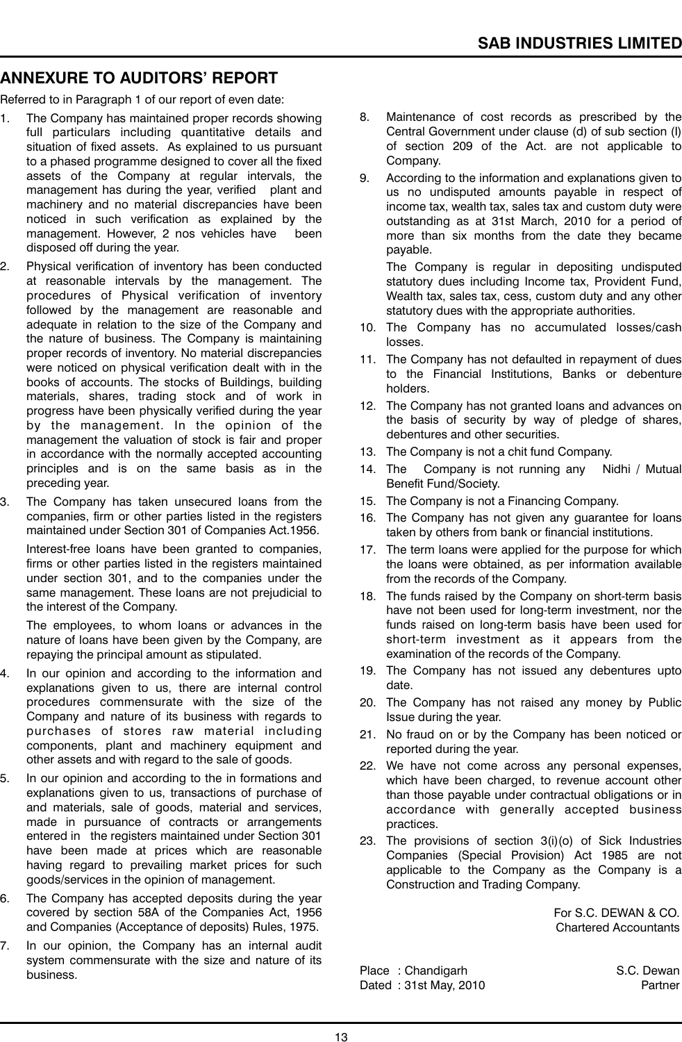## ANNEXURE TO AUDITORS' REPORT

Referred to in Paragraph 1 of our report of even date:

1. The Company has maintained proper records showing full particulars including quantitative details and situation of fixed assets. As explained to us pursuant to a phased programme designed to cover all the fixed assets of the Company at regular intervals, the management has during the year, verified plant and machinery and no material discrepancies have been noticed in such verification as explained by the management. However, 2 nos vehicles have been disposed off during the year.
2. Physical verification of inventory has been conducted at reasonable intervals by the management. The procedures of Physical verification of inventory followed by the management are reasonable and adequate in relation to the size of the Company and the nature of business. The Company is maintaining proper records of inventory. No material discrepancies were noticed on physical verification dealt with in the books of accounts. The stocks of Buildings, building materials, shares, trading stock and of work in progress have been physically verified during the year by the management. In the opinion of the management the valuation of stock is fair and proper in accordance with the normally accepted accounting principles and is on the same basis as in the preceding year.
3. The Company has taken unsecured loans from the companies, firm or other parties listed in the registers maintained under Section 301 of Companies Act.1956.

   Interest-free loans have been granted to companies, firms or other parties listed in the registers maintained under section 301, and to the companies under the same management. These loans are not prejudicial to the interest of the Company.

   The employees, to whom loans or advances in the nature of loans have been given by the Company, are repaying the principal amount as stipulated.
4. In our opinion and according to the information and explanations given to us, there are internal control procedures commensurate with the size of the Company and nature of its business with regards to purchases of stores raw material including components, plant and machinery equipment and other assets and with regard to the sale of goods.
5. In our opinion and according to the in formations and explanations given to us, transactions of purchase of and materials, sale of goods, material and services, made in pursuance of contracts or arrangements entered in the registers maintained under Section 301 have been made at prices which are reasonable having regard to prevailing market prices for such goods/services in the opinion of management.
6. The Company has accepted deposits during the year covered by section 58A of the Companies Act, 1956 and Companies (Acceptance of deposits) Rules, 1975.
7. In our opinion, the Company has an internal audit system commensurate with the size and nature of its business.
8. Maintenance of cost records as prescribed by the Central Government under clause (d) of sub section (I) of section 209 of the Act. are not applicable to Company.
9. According to the information and explanations given to us no undisputed amounts payable in respect of income tax, wealth tax, sales tax and custom duty were outstanding as at 31st March, 2010 for a period of more than six months from the date they became payable.

   The Company is regular in depositing undisputed statutory dues including Income tax, Provident Fund, Wealth tax, sales tax, cess, custom duty and any other statutory dues with the appropriate authorities.
10. The Company has no accumulated losses/cash losses.
11. The Company has not defaulted in repayment of dues to the Financial Institutions, Banks or debenture holders.
12. The Company has not granted loans and advances on the basis of security by way of pledge of shares, debentures and other securities.
13. The Company is not a chit fund Company.
14. The Company is not running any Nidhi / Mutual Benefit Fund/Society.
15. The Company is not a Financing Company.
16. The Company has not given any guarantee for loans taken by others from bank or financial institutions.
17. The term loans were applied for the purpose for which the loans were obtained, as per information available from the records of the Company.
18. The funds raised by the Company on short-term basis have not been used for long-term investment, nor the funds raised on long-term basis have been used for short-term investment as it appears from the examination of the records of the Company.
19. The Company has not issued any debentures upto date.
20. The Company has not raised any money by Public Issue during the year.
21. No fraud on or by the Company has been noticed or reported during the year.
22. We have not come across any personal expenses, which have been charged, to revenue account other than those payable under contractual obligations or in accordance with generally accepted business practices.
23. The provisions of section 3(i)(o) of Sick Industries Companies (Special Provision) Act 1985 are not applicable to the Company as the Company is a Construction and Trading Company.

For S.C. DEWAN & CO.
Chartered Accountants

Place : Chandigarh
Dated : 31st May, 2010

S.C. Dewan
Partner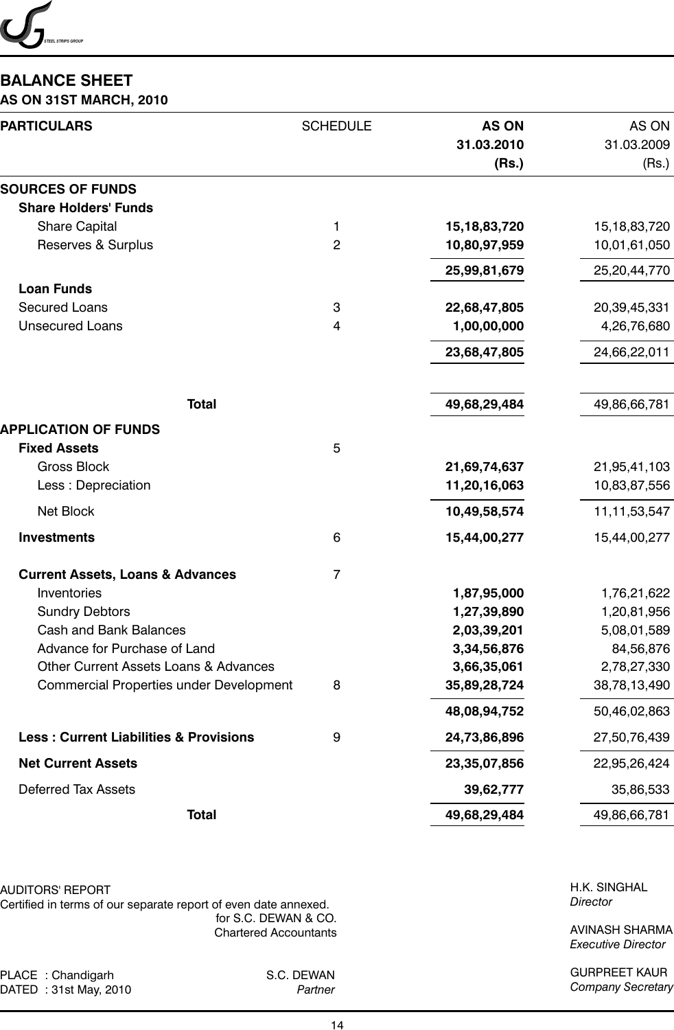## BALANCE SHEET
### AS ON 31ST MARCH, 2010

| PARTICULARS | SCHEDULE | AS ON 31.03.2010 (Rs.) | AS ON 31.03.2009 (Rs.) |
|---|---|---|---|
| **SOURCES OF FUNDS** | | | |
| **Share Holders' Funds** | | | |
| Share Capital | 1 | **15,18,83,720** | 15,18,83,720 |
| Reserves & Surplus | 2 | **10,80,97,959** | 10,01,61,050 |
| | | **25,99,81,679** | 25,20,44,770 |
| **Loan Funds** | | | |
| Secured Loans | 3 | **22,68,47,805** | 20,39,45,331 |
| Unsecured Loans | 4 | **1,00,00,000** | 4,26,76,680 |
| | | **23,68,47,805** | 24,66,22,011 |
| **Total** | | **49,68,29,484** | 49,86,66,781 |
| **APPLICATION OF FUNDS** | | | |
| **Fixed Assets** | 5 | | |
| Gross Block | | **21,69,74,637** | 21,95,41,103 |
| Less : Depreciation | | **11,20,16,063** | 10,83,87,556 |
| Net Block | | **10,49,58,574** | 11,11,53,547 |
| **Investments** | 6 | **15,44,00,277** | 15,44,00,277 |
| **Current Assets, Loans & Advances** | 7 | | |
| Inventories | | **1,87,95,000** | 1,76,21,622 |
| Sundry Debtors | | **1,27,39,890** | 1,20,81,956 |
| Cash and Bank Balances | | **2,03,39,201** | 5,08,01,589 |
| Advance for Purchase of Land | | **3,34,56,876** | 84,56,876 |
| Other Current Assets Loans & Advances | | **3,66,35,061** | 2,78,27,330 |
| Commercial Properties under Development | 8 | **35,89,28,724** | 38,78,13,490 |
| | | **48,08,94,752** | 50,46,02,863 |
| **Less : Current Liabilities & Provisions** | 9 | **24,73,86,896** | 27,50,76,439 |
| **Net Current Assets** | | **23,35,07,856** | 22,95,26,424 |
| Deferred Tax Assets | | **39,62,777** | 35,86,533 |
| **Total** | | **49,68,29,484** | 49,86,66,781 |

AUDITORS' REPORT
Certified in terms of our separate report of even date annexed.
for S.C. DEWAN & CO.
Chartered Accountants

PLACE : Chandigarh
DATED : 31st May, 2010

S.C. DEWAN
*Partner*

H.K. SINGHAL
*Director*

AVINASH SHARMA
*Executive Director*

GURPREET KAUR
*Company Secretary*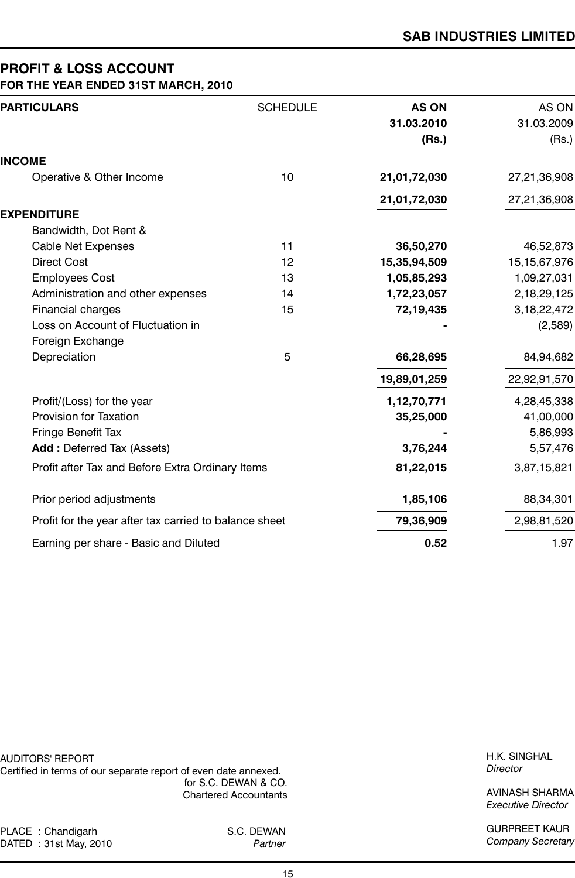# PROFIT & LOSS ACCOUNT

## FOR THE YEAR ENDED 31ST MARCH, 2010

| PARTICULARS | SCHEDULE | AS ON 31.03.2010 (Rs.) | AS ON 31.03.2009 (Rs.) |
|---|---|---|---|
| **INCOME** | | | |
| Operative & Other Income | 10 | **21,01,72,030** | 27,21,36,908 |
| | | **21,01,72,030** | 27,21,36,908 |
| **EXPENDITURE** | | | |
| Bandwidth, Dot Rent & Cable Net Expenses | 11 | **36,50,270** | 46,52,873 |
| Direct Cost | 12 | **15,35,94,509** | 15,15,67,976 |
| Employees Cost | 13 | **1,05,85,293** | 1,09,27,031 |
| Administration and other expenses | 14 | **1,72,23,057** | 2,18,29,125 |
| Financial charges | 15 | **72,19,435** | 3,18,22,472 |
| Loss on Account of Fluctuation in Foreign Exchange | | **-** | (2,589) |
| Depreciation | 5 | **66,28,695** | 84,94,682 |
| | | **19,89,01,259** | 22,92,91,570 |
| Profit/(Loss) for the year | | **1,12,70,771** | 4,28,45,338 |
| Provision for Taxation | | **35,25,000** | 41,00,000 |
| Fringe Benefit Tax | | **-** | 5,86,993 |
| **Add :** Deferred Tax (Assets) | | **3,76,244** | 5,57,476 |
| Profit after Tax and Before Extra Ordinary Items | | **81,22,015** | 3,87,15,821 |
| Prior period adjustments | | **1,85,106** | 88,34,301 |
| Profit for the year after tax carried to balance sheet | | **79,36,909** | 2,98,81,520 |
| Earning per share - Basic and Diluted | | **0.52** | 1.97 |

AUDITORS' REPORT
Certified in terms of our separate report of even date annexed.

for S.C. DEWAN & CO.
Chartered Accountants

PLACE : Chandigarh
DATED : 31st May, 2010

S.C. DEWAN
*Partner*

H.K. SINGHAL
*Director*

AVINASH SHARMA
*Executive Director*

GURPREET KAUR
*Company Secretary*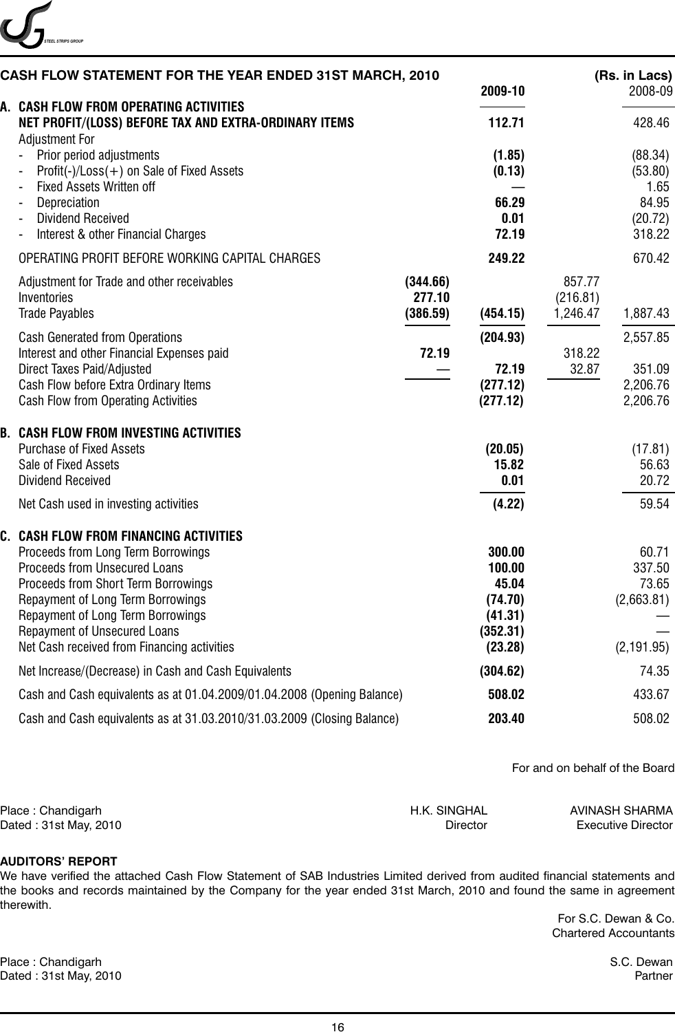## CASH FLOW STATEMENT FOR THE YEAR ENDED 31ST MARCH, 2010

(Rs. in Lacs)

| | | 2009-10 | | 2008-09 |
|---|---|---|---|---|
| **A. CASH FLOW FROM OPERATING ACTIVITIES** | | | | |
| **NET PROFIT/(LOSS) BEFORE TAX AND EXTRA-ORDINARY ITEMS** | | **112.71** | | 428.46 |
| Adjustment For | | | | |
| - Prior period adjustments | | **(1.85)** | | (88.34) |
| - Profit(-)/Loss(+) on Sale of Fixed Assets | | **(0.13)** | | (53.80) |
| - Fixed Assets Written off | | — | | 1.65 |
| - Depreciation | | **66.29** | | 84.95 |
| - Dividend Received | | **0.01** | | (20.72) |
| - Interest & other Financial Charges | | **72.19** | | 318.22 |
| OPERATING PROFIT BEFORE WORKING CAPITAL CHARGES | | **249.22** | | 670.42 |
| Adjustment for Trade and other receivables | **(344.66)** | | 857.77 | |
| Inventories | **277.10** | | (216.81) | |
| Trade Payables | **(386.59)** | **(454.15)** | 1,246.47 | 1,887.43 |
| Cash Generated from Operations | | **(204.93)** | | 2,557.85 |
| Interest and other Financial Expenses paid | **72.19** | | 318.22 | |
| Direct Taxes Paid/Adjusted | — | **72.19** | 32.87 | 351.09 |
| Cash Flow before Extra Ordinary Items | | **(277.12)** | | 2,206.76 |
| Cash Flow from Operating Activities | | **(277.12)** | | 2,206.76 |
| **B. CASH FLOW FROM INVESTING ACTIVITIES** | | | | |
| Purchase of Fixed Assets | | **(20.05)** | | (17.81) |
| Sale of Fixed Assets | | **15.82** | | 56.63 |
| Dividend Received | | **0.01** | | 20.72 |
| Net Cash used in investing activities | | **(4.22)** | | 59.54 |
| **C. CASH FLOW FROM FINANCING ACTIVITIES** | | | | |
| Proceeds from Long Term Borrowings | | **300.00** | | 60.71 |
| Proceeds from Unsecured Loans | | **100.00** | | 337.50 |
| Proceeds from Short Term Borrowings | | **45.04** | | 73.65 |
| Repayment of Long Term Borrowings | | **(74.70)** | | (2,663.81) |
| Repayment of Long Term Borrowings | | **(41.31)** | | — |
| Repayment of Unsecured Loans | | **(352.31)** | | — |
| Net Cash received from Financing activities | | **(23.28)** | | (2,191.95) |
| Net Increase/(Decrease) in Cash and Cash Equivalents | | **(304.62)** | | 74.35 |
| Cash and Cash equivalents as at 01.04.2009/01.04.2008 (Opening Balance) | | **508.02** | | 433.67 |
| Cash and Cash equivalents as at 31.03.2010/31.03.2009 (Closing Balance) | | **203.40** | | 508.02 |

For and on behalf of the Board

Place : Chandigarh
Dated : 31st May, 2010

H.K. SINGHAL
Director

AVINASH SHARMA
Executive Director

**AUDITORS' REPORT**

We have verified the attached Cash Flow Statement of SAB Industries Limited derived from audited financial statements and the books and records maintained by the Company for the year ended 31st March, 2010 and found the same in agreement therewith.

For S.C. Dewan & Co.
Chartered Accountants

Place : Chandigarh
Dated : 31st May, 2010

S.C. Dewan
Partner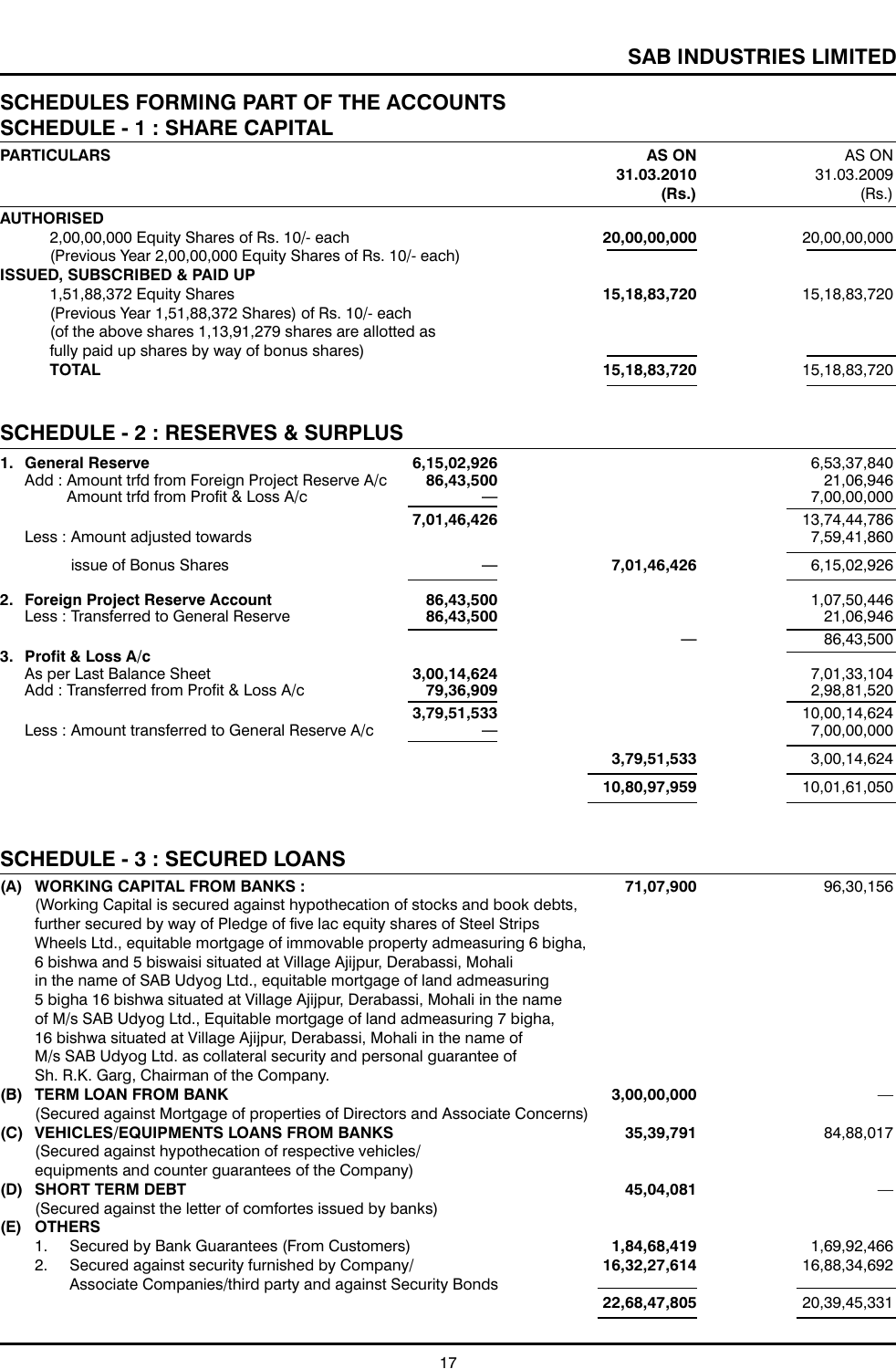# SCHEDULES FORMING PART OF THE ACCOUNTS

## SCHEDULE - 1 : SHARE CAPITAL

| PARTICULARS | AS ON 31.03.2010 (Rs.) | AS ON 31.03.2009 (Rs.) |
|---|---|---|
| **AUTHORISED** | | |
| 2,00,00,000 Equity Shares of Rs. 10/- each (Previous Year 2,00,00,000 Equity Shares of Rs. 10/- each) | **20,00,00,000** | 20,00,00,000 |
| **ISSUED, SUBSCRIBED & PAID UP** | | |
| 1,51,88,372 Equity Shares (Previous Year 1,51,88,372 Shares) of Rs. 10/- each (of the above shares 1,13,91,279 shares are allotted as fully paid up shares by way of bonus shares) | **15,18,83,720** | 15,18,83,720 |
| **TOTAL** | **15,18,83,720** | 15,18,83,720 |

## SCHEDULE - 2 : RESERVES & SURPLUS

| PARTICULARS | | AS ON 31.03.2010 (Rs.) | AS ON 31.03.2009 (Rs.) |
|---|---|---|---|
| **1. General Reserve** | **6,15,02,926** | | 6,53,37,840 |
| Add : Amount trfd from Foreign Project Reserve A/c | **86,43,500** | | 21,06,946 |
| Amount trfd from Profit & Loss A/c | — | | 7,00,00,000 |
| | **7,01,46,426** | | 13,74,44,786 |
| Less : Amount adjusted towards | | | 7,59,41,860 |
| issue of Bonus Shares | — | **7,01,46,426** | 6,15,02,926 |
| **2. Foreign Project Reserve Account** | **86,43,500** | | 1,07,50,446 |
| Less : Transferred to General Reserve | **86,43,500** | | 21,06,946 |
| | | — | 86,43,500 |
| **3. Profit & Loss A/c** | | | |
| As per Last Balance Sheet | **3,00,14,624** | | 7,01,33,104 |
| Add : Transferred from Profit & Loss A/c | **79,36,909** | | 2,98,81,520 |
| | **3,79,51,533** | | 10,00,14,624 |
| Less : Amount transferred to General Reserve A/c | — | | 7,00,00,000 |
| | | **3,79,51,533** | 3,00,14,624 |
| | | **10,80,97,959** | 10,01,61,050 |

## SCHEDULE - 3 : SECURED LOANS

| PARTICULARS | AS ON 31.03.2010 (Rs.) | AS ON 31.03.2009 (Rs.) |
|---|---|---|
| **(A) WORKING CAPITAL FROM BANKS :** (Working Capital is secured against hypothecation of stocks and book debts, further secured by way of Pledge of five lac equity shares of Steel Strips Wheels Ltd., equitable mortgage of immovable property admeasuring 6 bigha, 6 bishwa and 5 biswaisi situated at Village Ajijpur, Derabassi, Mohali in the name of SAB Udyog Ltd., equitable mortgage of land admeasuring 5 bigha 16 bishwa situated at Village Ajijpur, Derabassi, Mohali in the name of M/s SAB Udyog Ltd., Equitable mortgage of land admeasuring 7 bigha, 16 bishwa situated at Village Ajijpur, Derabassi, Mohali in the name of M/s SAB Udyog Ltd. as collateral security and personal guarantee of Sh. R.K. Garg, Chairman of the Company. | **71,07,900** | 96,30,156 |
| **(B) TERM LOAN FROM BANK** (Secured against Mortgage of properties of Directors and Associate Concerns) | **3,00,00,000** | — |
| **(C) VEHICLES/EQUIPMENTS LOANS FROM BANKS** (Secured against hypothecation of respective vehicles/ equipments and counter guarantees of the Company) | **35,39,791** | 84,88,017 |
| **(D) SHORT TERM DEBT** (Secured against the letter of comfortes issued by banks) | **45,04,081** | — |
| **(E) OTHERS** | | |
| 1. Secured by Bank Guarantees (From Customers) | **1,84,68,419** | 1,69,92,466 |
| 2. Secured against security furnished by Company/ Associate Companies/third party and against Security Bonds | **16,32,27,614** | 16,88,34,692 |
| | **22,68,47,805** | 20,39,45,331 |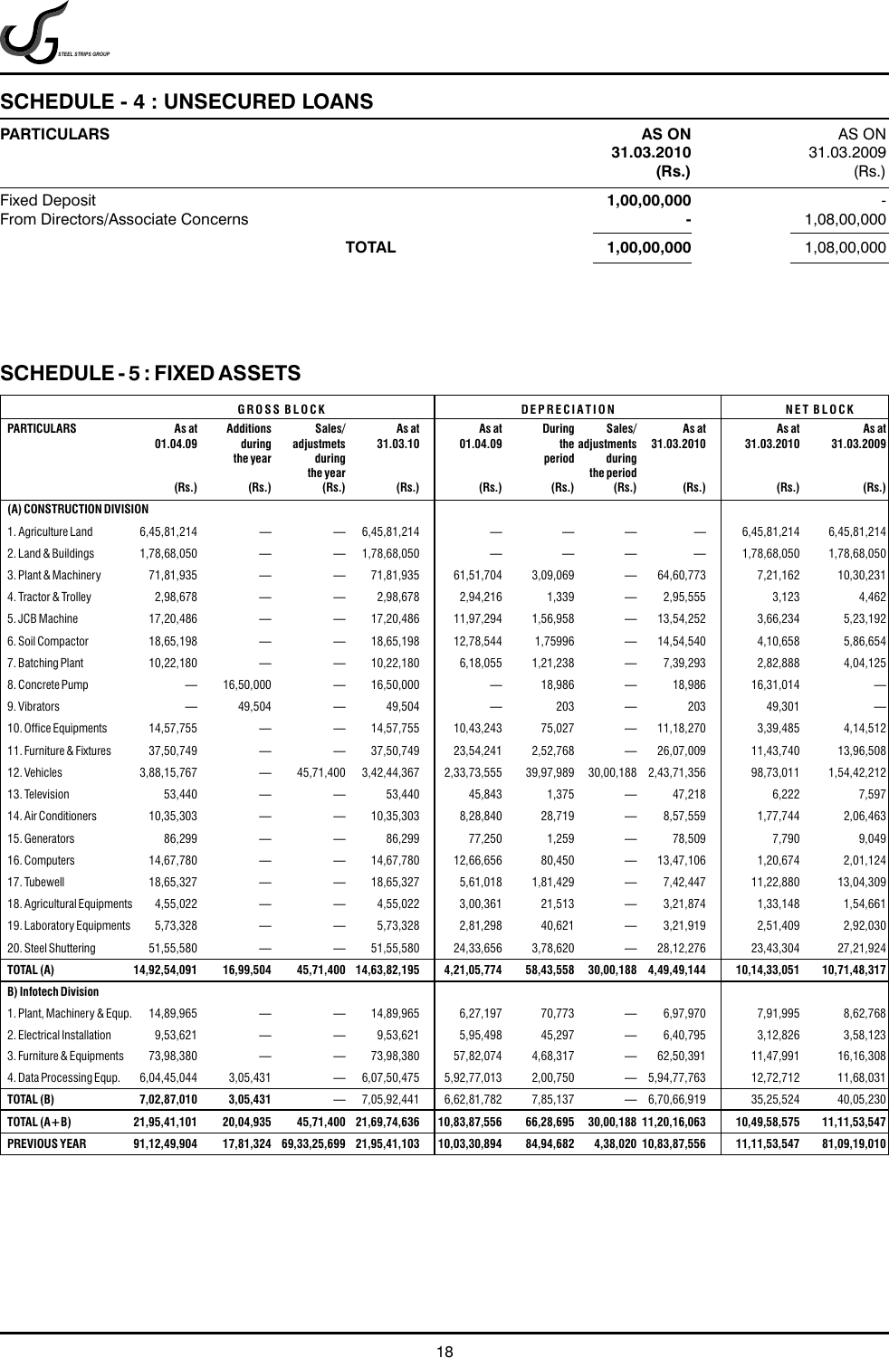## SCHEDULE - 4 : UNSECURED LOANS

| PARTICULARS | AS ON 31.03.2010 (Rs.) | AS ON 31.03.2009 (Rs.) |
|---|---|---|
| Fixed Deposit | 1,00,00,000 | - |
| From Directors/Associate Concerns | - | 1,08,00,000 |
| TOTAL | 1,00,00,000 | 1,08,00,000 |

## SCHEDULE - 5 : FIXED ASSETS

| | GROSS BLOCK | | | | DEPRECIATION | | | | NET BLOCK | |
|---|---|---|---|---|---|---|---|---|---|---|
| PARTICULARS | As at 01.04.09 (Rs.) | Additions during the year (Rs.) | Sales/ adjustmets during the year (Rs.) | As at 31.03.10 (Rs.) | As at 01.04.09 (Rs.) | During the period (Rs.) | Sales/ adjustments during the period (Rs.) | As at 31.03.2010 (Rs.) | As at 31.03.2010 (Rs.) | As at 31.03.2009 (Rs.) |
| (A) CONSTRUCTION DIVISION | | | | | | | | | | |
| 1. Agriculture Land | 6,45,81,214 | — | — | 6,45,81,214 | — | — | — | — | 6,45,81,214 | 6,45,81,214 |
| 2. Land & Buildings | 1,78,68,050 | — | — | 1,78,68,050 | — | — | — | — | 1,78,68,050 | 1,78,68,050 |
| 3. Plant & Machinery | 71,81,935 | — | — | 71,81,935 | 61,51,704 | 3,09,069 | — | 64,60,773 | 7,21,162 | 10,30,231 |
| 4. Tractor & Trolley | 2,98,678 | — | — | 2,98,678 | 2,94,216 | 1,339 | — | 2,95,555 | 3,123 | 4,462 |
| 5. JCB Machine | 17,20,486 | — | — | 17,20,486 | 11,97,294 | 1,56,958 | — | 13,54,252 | 3,66,234 | 5,23,192 |
| 6. Soil Compactor | 18,65,198 | — | — | 18,65,198 | 12,78,544 | 1,75996 | — | 14,54,540 | 4,10,658 | 5,86,654 |
| 7. Batching Plant | 10,22,180 | — | — | 10,22,180 | 6,18,055 | 1,21,238 | — | 7,39,293 | 2,82,888 | 4,04,125 |
| 8. Concrete Pump | — | 16,50,000 | — | 16,50,000 | — | 18,986 | — | 18,986 | 16,31,014 | — |
| 9. Vibrators | — | 49,504 | — | 49,504 | — | 203 | — | 203 | 49,301 | — |
| 10. Office Equipments | 14,57,755 | — | — | 14,57,755 | 10,43,243 | 75,027 | — | 11,18,270 | 3,39,485 | 4,14,512 |
| 11. Furniture & Fixtures | 37,50,749 | — | — | 37,50,749 | 23,54,241 | 2,52,768 | — | 26,07,009 | 11,43,740 | 13,96,508 |
| 12. Vehicles | 3,88,15,767 | — | 45,71,400 | 3,42,44,367 | 2,33,73,555 | 39,97,989 | 30,00,188 | 2,43,71,356 | 98,73,011 | 1,54,42,212 |
| 13. Television | 53,440 | — | — | 53,440 | 45,843 | 1,375 | — | 47,218 | 6,222 | 7,597 |
| 14. Air Conditioners | 10,35,303 | — | — | 10,35,303 | 8,28,840 | 28,719 | — | 8,57,559 | 1,77,744 | 2,06,463 |
| 15. Generators | 86,299 | — | — | 86,299 | 77,250 | 1,259 | — | 78,509 | 7,790 | 9,049 |
| 16. Computers | 14,67,780 | — | — | 14,67,780 | 12,66,656 | 80,450 | — | 13,47,106 | 1,20,674 | 2,01,124 |
| 17. Tubewell | 18,65,327 | — | — | 18,65,327 | 5,61,018 | 1,81,429 | — | 7,42,447 | 11,22,880 | 13,04,309 |
| 18. Agricultural Equipments | 4,55,022 | — | — | 4,55,022 | 3,00,361 | 21,513 | — | 3,21,874 | 1,33,148 | 1,54,661 |
| 19. Laboratory Equipments | 5,73,328 | — | — | 5,73,328 | 2,81,298 | 40,621 | — | 3,21,919 | 2,51,409 | 2,92,030 |
| 20. Steel Shuttering | 51,55,580 | — | — | 51,55,580 | 24,33,656 | 3,78,620 | — | 28,12,276 | 23,43,304 | 27,21,924 |
| TOTAL (A) | 14,92,54,091 | 16,99,504 | 45,71,400 | 14,63,82,195 | 4,21,05,774 | 58,43,558 | 30,00,188 | 4,49,49,144 | 10,14,33,051 | 10,71,48,317 |
| B) Infotech Division | | | | | | | | | | |
| 1. Plant, Machinery & Equp. | 14,89,965 | — | — | 14,89,965 | 6,27,197 | 70,773 | — | 6,97,970 | 7,91,995 | 8,62,768 |
| 2. Electrical Installation | 9,53,621 | — | — | 9,53,621 | 5,95,498 | 45,297 | — | 6,40,795 | 3,12,826 | 3,58,123 |
| 3. Furniture & Equipments | 73,98,380 | — | — | 73,98,380 | 57,82,074 | 4,68,317 | — | 62,50,391 | 11,47,991 | 16,16,308 |
| 4. Data Processing Equp. | 6,04,45,044 | 3,05,431 | — | 6,07,50,475 | 5,92,77,013 | 2,00,750 | — | 5,94,77,763 | 12,72,712 | 11,68,031 |
| TOTAL (B) | 7,02,87,010 | 3,05,431 | — | 7,05,92,441 | 6,62,81,782 | 7,85,137 | — | 6,70,66,919 | 35,25,524 | 40,05,230 |
| TOTAL (A+B) | 21,95,41,101 | 20,04,935 | 45,71,400 | 21,69,74,636 | 10,83,87,556 | 66,28,695 | 30,00,188 | 11,20,16,063 | 10,49,58,575 | 11,11,53,547 |
| PREVIOUS YEAR | 91,12,49,904 | 17,81,324 | 69,33,25,699 | 21,95,41,103 | 10,03,30,894 | 84,94,682 | 4,38,020 | 10,83,87,556 | 11,11,53,547 | 81,09,19,010 |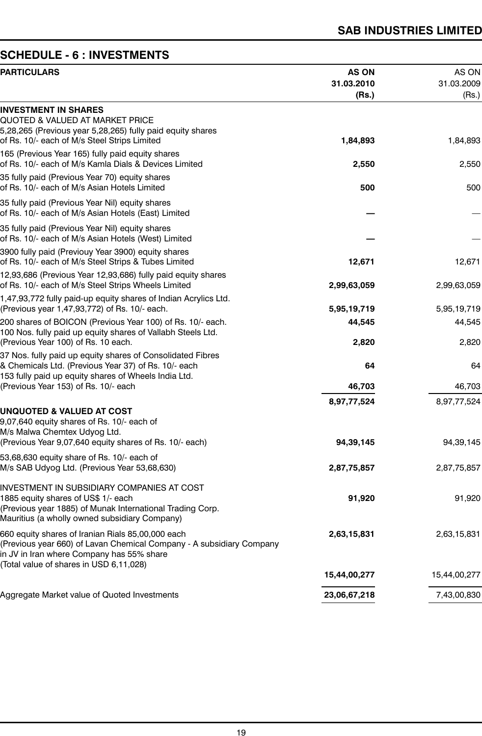## SCHEDULE - 6 : INVESTMENTS

| PARTICULARS | AS ON 31.03.2010 (Rs.) | AS ON 31.03.2009 (Rs.) |
|---|---|---|
| **INVESTMENT IN SHARES** | | |
| QUOTED & VALUED AT MARKET PRICE | | |
| 5,28,265 (Previous year 5,28,265) fully paid equity shares of Rs. 10/- each of M/s Steel Strips Limited | **1,84,893** | 1,84,893 |
| 165 (Previous Year 165) fully paid equity shares of Rs. 10/- each of M/s Kamla Dials & Devices Limited | **2,550** | 2,550 |
| 35 fully paid (Previous Year 70) equity shares of Rs. 10/- each of M/s Asian Hotels Limited | **500** | 500 |
| 35 fully paid (Previous Year Nil) equity shares of Rs. 10/- each of M/s Asian Hotels (East) Limited | **—** | — |
| 35 fully paid (Previous Year Nil) equity shares of Rs. 10/- each of M/s Asian Hotels (West) Limited | **—** | — |
| 3900 fully paid (Previouy Year 3900) equity shares of Rs. 10/- each of M/s Steel Strips & Tubes Limited | **12,671** | 12,671 |
| 12,93,686 (Previous Year 12,93,686) fully paid equity shares of Rs. 10/- each of M/s Steel Strips Wheels Limited | **2,99,63,059** | 2,99,63,059 |
| 1,47,93,772 fully paid-up equity shares of Indian Acrylics Ltd. (Previous year 1,47,93,772) of Rs. 10/- each. | **5,95,19,719** | 5,95,19,719 |
| 200 shares of BOICON (Previous Year 100) of Rs. 10/- each. | **44,545** | 44,545 |
| 100 Nos. fully paid up equity shares of Vallabh Steels Ltd. (Previous Year 100) of Rs. 10 each. | **2,820** | 2,820 |
| 37 Nos. fully paid up equity shares of Consolidated Fibres & Chemicals Ltd. (Previous Year 37) of Rs. 10/- each | **64** | 64 |
| 153 fully paid up equity shares of Wheels India Ltd. (Previous Year 153) of Rs. 10/- each | **46,703** | 46,703 |
| | **8,97,77,524** | 8,97,77,524 |
| **UNQUOTED & VALUED AT COST** | | |
| 9,07,640 equity shares of Rs. 10/- each of M/s Malwa Chemtex Udyog Ltd. (Previous Year 9,07,640 equity shares of Rs. 10/- each) | **94,39,145** | 94,39,145 |
| 53,68,630 equity share of Rs. 10/- each of M/s SAB Udyog Ltd. (Previous Year 53,68,630) | **2,87,75,857** | 2,87,75,857 |
| INVESTMENT IN SUBSIDIARY COMPANIES AT COST | | |
| 1885 equity shares of US$ 1/- each (Previous year 1885) of Munak International Trading Corp. Mauritius (a wholly owned subsidiary Company) | **91,920** | 91,920 |
| 660 equity shares of Iranian Rials 85,00,000 each (Previous year 660) of Lavan Chemical Company - A subsidiary Company in JV in Iran where Company has 55% share (Total value of shares in USD 6,11,028) | **2,63,15,831** | 2,63,15,831 |
| | **15,44,00,277** | 15,44,00,277 |
| Aggregate Market value of Quoted Investments | **23,06,67,218** | 7,43,00,830 |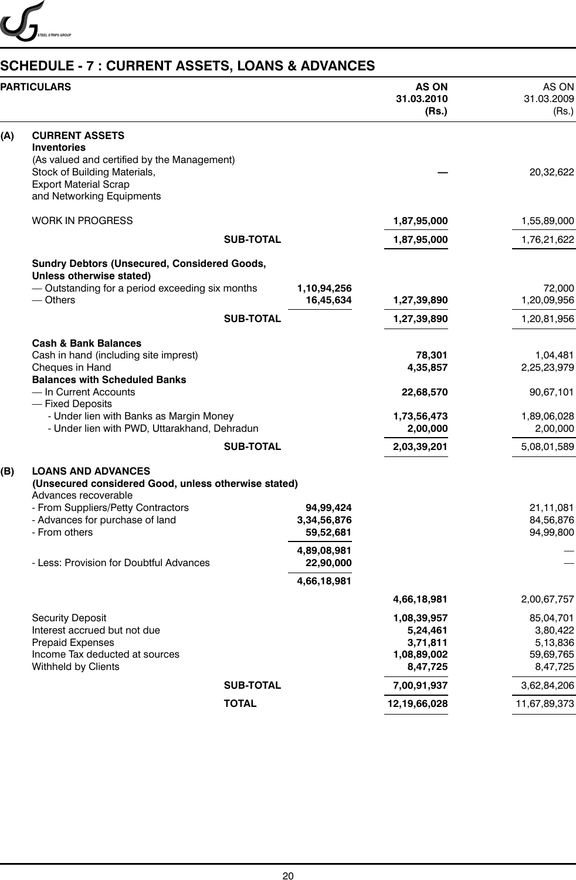## SCHEDULE - 7 : CURRENT ASSETS, LOANS & ADVANCES

| | PARTICULARS | | AS ON 31.03.2010 (Rs.) | AS ON 31.03.2009 (Rs.) |
|---|---|---|---|---|
| **(A)** | **CURRENT ASSETS** | | | |
| | **Inventories** | | | |
| | (As valued and certified by the Management) | | | |
| | Stock of Building Materials, Export Material Scrap and Networking Equipments | | **—** | 20,32,622 |
| | WORK IN PROGRESS | | **1,87,95,000** | 1,55,89,000 |
| | **SUB-TOTAL** | | **1,87,95,000** | 1,76,21,622 |
| | **Sundry Debtors (Unsecured, Considered Goods, Unless otherwise stated)** | | | |
| | — Outstanding for a period exceeding six months | **1,10,94,256** | | 72,000 |
| | — Others | **16,45,634** | **1,27,39,890** | 1,20,09,956 |
| | **SUB-TOTAL** | | **1,27,39,890** | 1,20,81,956 |
| | **Cash & Bank Balances** | | | |
| | Cash in hand (including site imprest) | | **78,301** | 1,04,481 |
| | Cheques in Hand | | **4,35,857** | 2,25,23,979 |
| | **Balances with Scheduled Banks** | | | |
| | — In Current Accounts | | **22,68,570** | 90,67,101 |
| | — Fixed Deposits | | | |
| | - Under lien with Banks as Margin Money | | **1,73,56,473** | 1,89,06,028 |
| | - Under lien with PWD, Uttarakhand, Dehradun | | **2,00,000** | 2,00,000 |
| | **SUB-TOTAL** | | **2,03,39,201** | 5,08,01,589 |
| **(B)** | **LOANS AND ADVANCES** | | | |
| | **(Unsecured considered Good, unless otherwise stated)** | | | |
| | Advances recoverable | | | |
| | - From Suppliers/Petty Contractors | **94,99,424** | | 21,11,081 |
| | - Advances for purchase of land | **3,34,56,876** | | 84,56,876 |
| | - From others | **59,52,681** | | 94,99,800 |
| | | **4,89,08,981** | | — |
| | - Less: Provision for Doubtful Advances | **22,90,000** | | — |
| | | **4,66,18,981** | | |
| | | | **4,66,18,981** | 2,00,67,757 |
| | Security Deposit | | **1,08,39,957** | 85,04,701 |
| | Interest accrued but not due | | **5,24,461** | 3,80,422 |
| | Prepaid Expenses | | **3,71,811** | 5,13,836 |
| | Income Tax deducted at sources | | **1,08,89,002** | 59,69,765 |
| | Withheld by Clients | | **8,47,725** | 8,47,725 |
| | **SUB-TOTAL** | | **7,00,91,937** | 3,62,84,206 |
| | **TOTAL** | | **12,19,66,028** | 11,67,89,373 |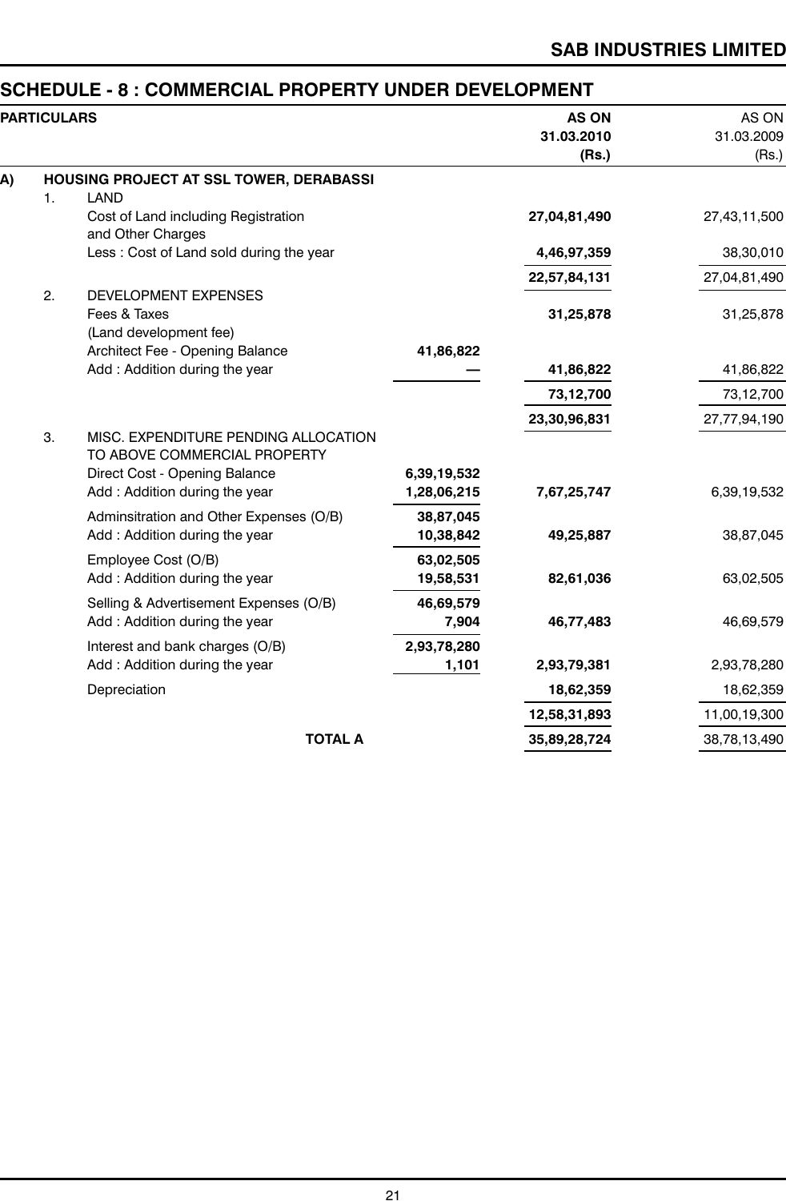## SCHEDULE - 8 : COMMERCIAL PROPERTY UNDER DEVELOPMENT

| PARTICULARS | | | | AS ON 31.03.2010 (Rs.) | AS ON 31.03.2009 (Rs.) |
|---|---|---|---|---|---|
| **A)** | | **HOUSING PROJECT AT SSL TOWER, DERABASSI** | | | |
| | 1. | LAND | | | |
| | | Cost of Land including Registration and Other Charges | | **27,04,81,490** | 27,43,11,500 |
| | | Less : Cost of Land sold during the year | | **4,46,97,359** | 38,30,010 |
| | | | | **22,57,84,131** | 27,04,81,490 |
| | 2. | DEVELOPMENT EXPENSES | | | |
| | | Fees & Taxes (Land development fee) | | **31,25,878** | 31,25,878 |
| | | Architect Fee - Opening Balance | **41,86,822** | | |
| | | Add : Addition during the year | **—** | **41,86,822** | 41,86,822 |
| | | | | **73,12,700** | 73,12,700 |
| | | | | **23,30,96,831** | 27,77,94,190 |
| | 3. | MISC. EXPENDITURE PENDING ALLOCATION TO ABOVE COMMERCIAL PROPERTY | | | |
| | | Direct Cost - Opening Balance | **6,39,19,532** | | |
| | | Add : Addition during the year | **1,28,06,215** | **7,67,25,747** | 6,39,19,532 |
| | | Adminsitration and Other Expenses (O/B) | **38,87,045** | | |
| | | Add : Addition during the year | **10,38,842** | **49,25,887** | 38,87,045 |
| | | Employee Cost (O/B) | **63,02,505** | | |
| | | Add : Addition during the year | **19,58,531** | **82,61,036** | 63,02,505 |
| | | Selling & Advertisement Expenses (O/B) | **46,69,579** | | |
| | | Add : Addition during the year | **7,904** | **46,77,483** | 46,69,579 |
| | | Interest and bank charges (O/B) | **2,93,78,280** | | |
| | | Add : Addition during the year | **1,101** | **2,93,79,381** | 2,93,78,280 |
| | | Depreciation | | **18,62,359** | 18,62,359 |
| | | | | **12,58,31,893** | 11,00,19,300 |
| | | **TOTAL A** | | **35,89,28,724** | 38,78,13,490 |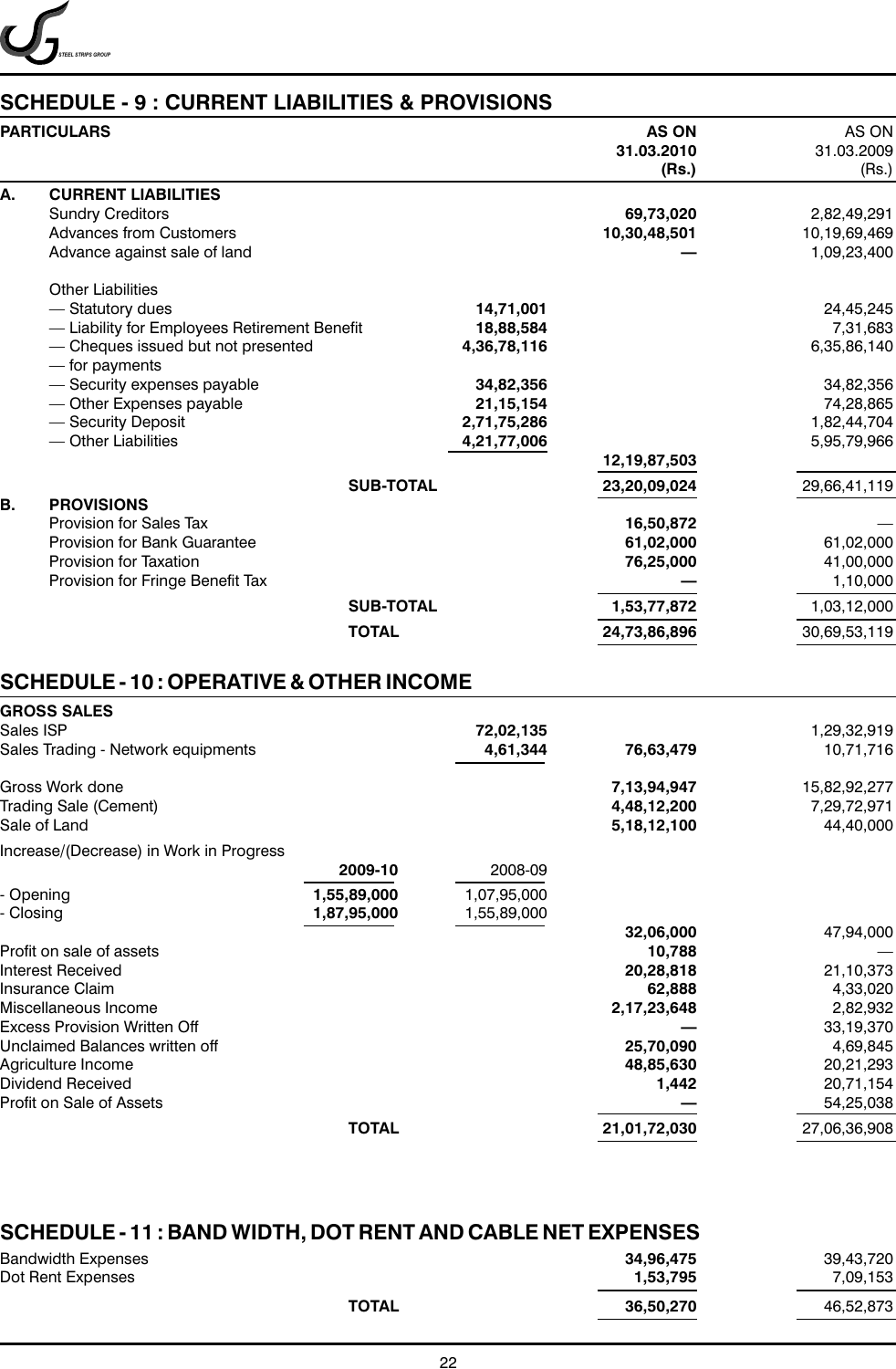## SCHEDULE - 9 : CURRENT LIABILITIES & PROVISIONS

| | PARTICULARS | | AS ON 31.03.2010 (Rs.) | AS ON 31.03.2009 (Rs.) |
|---|---|---|---|---|
| **A.** | **CURRENT LIABILITIES** | | | |
| | Sundry Creditors | | **69,73,020** | 2,82,49,291 |
| | Advances from Customers | | **10,30,48,501** | 10,19,69,469 |
| | Advance against sale of land | | **—** | 1,09,23,400 |
| | Other Liabilities | | | |
| | — Statutory dues | **14,71,001** | | 24,45,245 |
| | — Liability for Employees Retirement Benefit | **18,88,584** | | 7,31,683 |
| | — Cheques issued but not presented — for payments | **4,36,78,116** | | 6,35,86,140 |
| | — Security expenses payable | **34,82,356** | | 34,82,356 |
| | — Other Expenses payable | **21,15,154** | | 74,28,865 |
| | — Security Deposit | **2,71,75,286** | | 1,82,44,704 |
| | — Other Liabilities | **4,21,77,006** | | 5,95,79,966 |
| | | | **12,19,87,503** | |
| | **SUB-TOTAL** | | **23,20,09,024** | 29,66,41,119 |
| **B.** | **PROVISIONS** | | | |
| | Provision for Sales Tax | | **16,50,872** | — |
| | Provision for Bank Guarantee | | **61,02,000** | 61,02,000 |
| | Provision for Taxation | | **76,25,000** | 41,00,000 |
| | Provision for Fringe Benefit Tax | | **—** | 1,10,000 |
| | **SUB-TOTAL** | | **1,53,77,872** | 1,03,12,000 |
| | **TOTAL** | | **24,73,86,896** | 30,69,53,119 |

## SCHEDULE - 10 : OPERATIVE & OTHER INCOME

| Particulars | | | | 31.03.2010 | 31.03.2009 |
|---|---|---|---|---|---|
| **GROSS SALES** | | | | | |
| Sales ISP | | | **72,02,135** | | 1,29,32,919 |
| Sales Trading - Network equipments | | | **4,61,344** | **76,63,479** | 10,71,716 |
| Gross Work done | | | | **7,13,94,947** | 15,82,92,277 |
| Trading Sale (Cement) | | | | **4,48,12,200** | 7,29,72,971 |
| Sale of Land | | | | **5,18,12,100** | 44,40,000 |
| Increase/(Decrease) in Work in Progress | | | | | |
| | | **2009-10** | 2008-09 | | |
| - Opening | | **1,55,89,000** | 1,07,95,000 | | |
| - Closing | | **1,87,95,000** | 1,55,89,000 | | |
| | | | | **32,06,000** | 47,94,000 |
| Profit on sale of assets | | | | **10,788** | — |
| Interest Received | | | | **20,28,818** | 21,10,373 |
| Insurance Claim | | | | **62,888** | 4,33,020 |
| Miscellaneous Income | | | | **2,17,23,648** | 2,82,932 |
| Excess Provision Written Off | | | | **—** | 33,19,370 |
| Unclaimed Balances written off | | | | **25,70,090** | 4,69,845 |
| Agriculture Income | | | | **48,85,630** | 20,21,293 |
| Dividend Received | | | | **1,442** | 20,71,154 |
| Profit on Sale of Assets | | | | **—** | 54,25,038 |
| | **TOTAL** | | | **21,01,72,030** | 27,06,36,908 |

## SCHEDULE - 11 : BAND WIDTH, DOT RENT AND CABLE NET EXPENSES

| Particulars | | 31.03.2010 | 31.03.2009 |
|---|---|---|---|
| Bandwidth Expenses | | **34,96,475** | 39,43,720 |
| Dot Rent Expenses | | **1,53,795** | 7,09,153 |
| | **TOTAL** | **36,50,270** | 46,52,873 |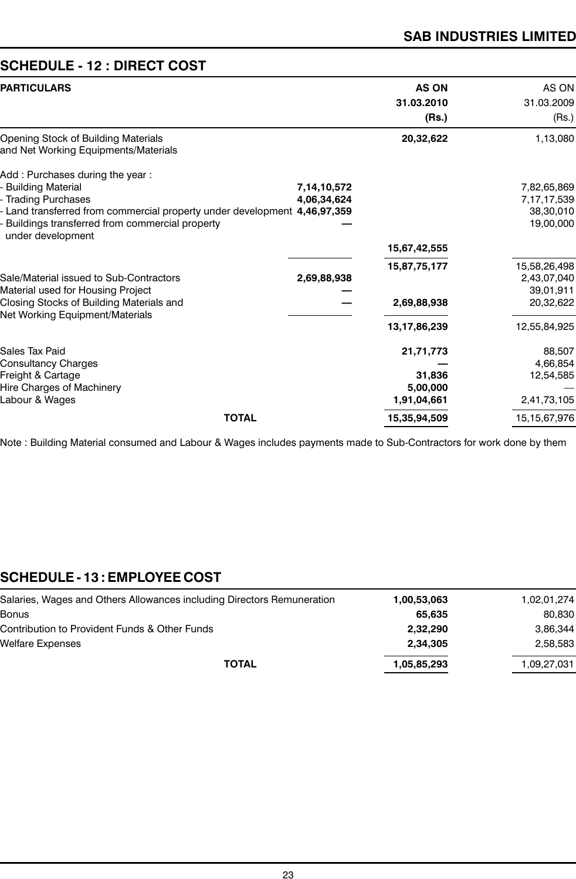## SCHEDULE - 12 : DIRECT COST

| PARTICULARS | | AS ON 31.03.2010 (Rs.) | AS ON 31.03.2009 (Rs.) |
|---|---|---|---|
| Opening Stock of Building Materials and Net Working Equipments/Materials | | **20,32,622** | 1,13,080 |
| Add : Purchases during the year : | | | |
| - Building Material | **7,14,10,572** | | 7,82,65,869 |
| - Trading Purchases | **4,06,34,624** | | 7,17,17,539 |
| - Land transferred from commercial property under development | **4,46,97,359** | | 38,30,010 |
| - Buildings transferred from commercial property under development | **—** | | 19,00,000 |
| | | **15,67,42,555** | |
| | | **15,87,75,177** | 15,58,26,498 |
| Sale/Material issued to Sub-Contractors | **2,69,88,938** | | 2,43,07,040 |
| Material used for Housing Project | **—** | | 39,01,911 |
| Closing Stocks of Building Materials and Net Working Equipment/Materials | **—** | **2,69,88,938** | 20,32,622 |
| | | **13,17,86,239** | 12,55,84,925 |
| Sales Tax Paid | | **21,71,773** | 88,507 |
| Consultancy Charges | | **—** | 4,66,854 |
| Freight & Cartage | | **31,836** | 12,54,585 |
| Hire Charges of Machinery | | **5,00,000** | — |
| Labour & Wages | | **1,91,04,661** | 2,41,73,105 |
| **TOTAL** | | **15,35,94,509** | 15,15,67,976 |

Note : Building Material consumed and Labour & Wages includes payments made to Sub-Contractors for work done by them

## SCHEDULE - 13 : EMPLOYEE COST

| Particulars | 31.03.2010 | 31.03.2009 |
|---|---|---|
| Salaries, Wages and Others Allowances including Directors Remuneration | **1,00,53,063** | 1,02,01,274 |
| Bonus | **65,635** | 80,830 |
| Contribution to Provident Funds & Other Funds | **2,32,290** | 3,86,344 |
| Welfare Expenses | **2,34,305** | 2,58,583 |
| **TOTAL** | **1,05,85,293** | 1,09,27,031 |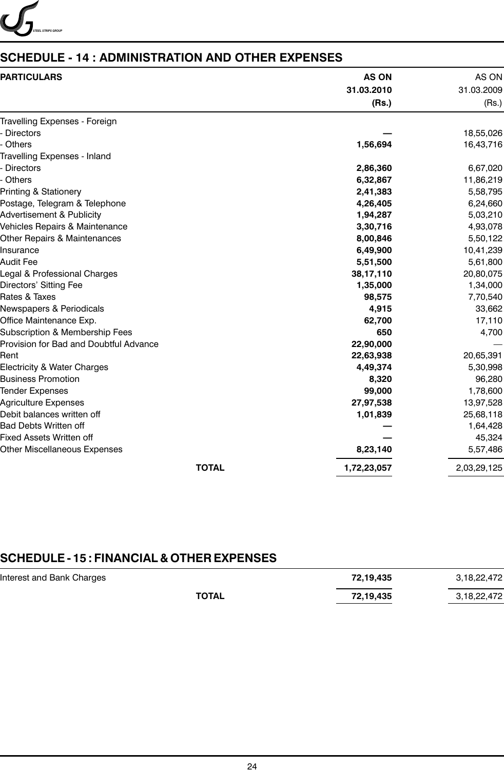## SCHEDULE - 14 : ADMINISTRATION AND OTHER EXPENSES

| PARTICULARS | AS ON 31.03.2010 (Rs.) | AS ON 31.03.2009 (Rs.) |
|---|---|---|
| Travelling Expenses - Foreign | | |
| - Directors | — | 18,55,026 |
| - Others | 1,56,694 | 16,43,716 |
| Travelling Expenses - Inland | | |
| - Directors | 2,86,360 | 6,67,020 |
| - Others | 6,32,867 | 11,86,219 |
| Printing & Stationery | 2,41,383 | 5,58,795 |
| Postage, Telegram & Telephone | 4,26,405 | 6,24,660 |
| Advertisement & Publicity | 1,94,287 | 5,03,210 |
| Vehicles Repairs & Maintenance | 3,30,716 | 4,93,078 |
| Other Repairs & Maintenances | 8,00,846 | 5,50,122 |
| Insurance | 6,49,900 | 10,41,239 |
| Audit Fee | 5,51,500 | 5,61,800 |
| Legal & Professional Charges | 38,17,110 | 20,80,075 |
| Directors' Sitting Fee | 1,35,000 | 1,34,000 |
| Rates & Taxes | 98,575 | 7,70,540 |
| Newspapers & Periodicals | 4,915 | 33,662 |
| Office Maintenance Exp. | 62,700 | 17,110 |
| Subscription & Membership Fees | 650 | 4,700 |
| Provision for Bad and Doubtful Advance | 22,90,000 | — |
| Rent | 22,63,938 | 20,65,391 |
| Electricity & Water Charges | 4,49,374 | 5,30,998 |
| Business Promotion | 8,320 | 96,280 |
| Tender Expenses | 99,000 | 1,78,600 |
| Agriculture Expenses | 27,97,538 | 13,97,528 |
| Debit balances written off | 1,01,839 | 25,68,118 |
| Bad Debts Written off | — | 1,64,428 |
| Fixed Assets Written off | — | 45,324 |
| Other Miscellaneous Expenses | 8,23,140 | 5,57,486 |
| **TOTAL** | **1,72,23,057** | 2,03,29,125 |

## SCHEDULE - 15 : FINANCIAL & OTHER EXPENSES

| PARTICULARS | AS ON 31.03.2010 (Rs.) | AS ON 31.03.2009 (Rs.) |
|---|---|---|
| Interest and Bank Charges | 72,19,435 | 3,18,22,472 |
| **TOTAL** | **72,19,435** | 3,18,22,472 |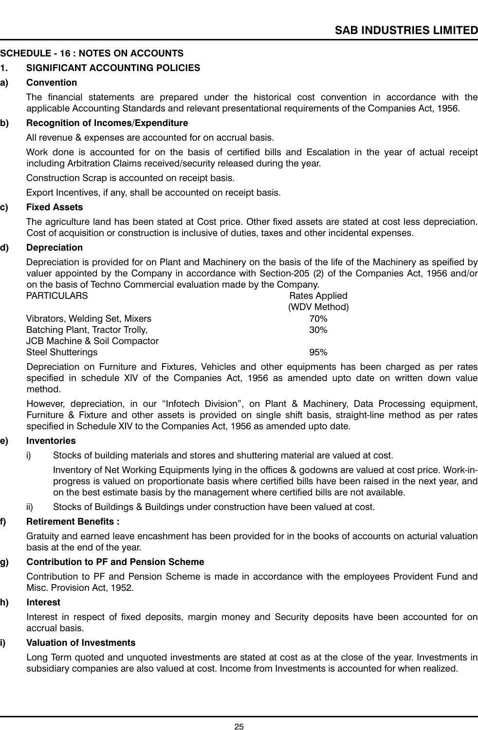## SCHEDULE - 16 : NOTES ON ACCOUNTS

### 1. SIGNIFICANT ACCOUNTING POLICIES

**a) Convention**

The financial statements are prepared under the historical cost convention in accordance with the applicable Accounting Standards and relevant presentational requirements of the Companies Act, 1956.

**b) Recognition of Incomes/Expenditure**

All revenue & expenses are accounted for on accrual basis.

Work done is accounted for on the basis of certified bills and Escalation in the year of actual receipt including Arbitration Claims received/security released during the year.

Construction Scrap is accounted on receipt basis.

Export Incentives, if any, shall be accounted on receipt basis.

**c) Fixed Assets**

The agriculture land has been stated at Cost price. Other fixed assets are stated at cost less depreciation. Cost of acquisition or construction is inclusive of duties, taxes and other incidental expenses.

**d) Depreciation**

Depreciation is provided for on Plant and Machinery on the basis of the life of the Machinery as speified by valuer appointed by the Company in accordance with Section-205 (2) of the Companies Act, 1956 and/or on the basis of Techno Commercial evaluation made by the Company.

| PARTICULARS | Rates Applied (WDV Method) |
|---|---|
| Vibrators, Welding Set, Mixers | 70% |
| Batching Plant, Tractor Trolly, JCB Machine & Soil Compactor | 30% |
| Steel Shutterings | 95% |

Depreciation on Furniture and Fixtures, Vehicles and other equipments has been charged as per rates specified in schedule XIV of the Companies Act, 1956 as amended upto date on written down value method.

However, depreciation, in our "Infotech Division", on Plant & Machinery, Data Processing equipment, Furniture & Fixture and other assets is provided on single shift basis, straight-line method as per rates specified in Schedule XIV to the Companies Act, 1956 as amended upto date.

**e) Inventories**

i) Stocks of building materials and stores and shuttering material are valued at cost.

Inventory of Net Working Equipments lying in the offices & godowns are valued at cost price. Work-in-progress is valued on proportionate basis where certified bills have been raised in the next year, and on the best estimate basis by the management where certified bills are not available.

ii) Stocks of Buildings & Buildings under construction have been valued at cost.

**f) Retirement Benefits :**

Gratuity and earned leave encashment has been provided for in the books of accounts on acturial valuation basis at the end of the year.

**g) Contribution to PF and Pension Scheme**

Contribution to PF and Pension Scheme is made in accordance with the employees Provident Fund and Misc. Provision Act, 1952.

**h) Interest**

Interest in respect of fixed deposits, margin money and Security deposits have been accounted for on accrual basis.

**i) Valuation of Investments**

Long Term quoted and unquoted investments are stated at cost as at the close of the year. Investments in subsidiary companies are also valued at cost. Income from Investments is accounted for when realized.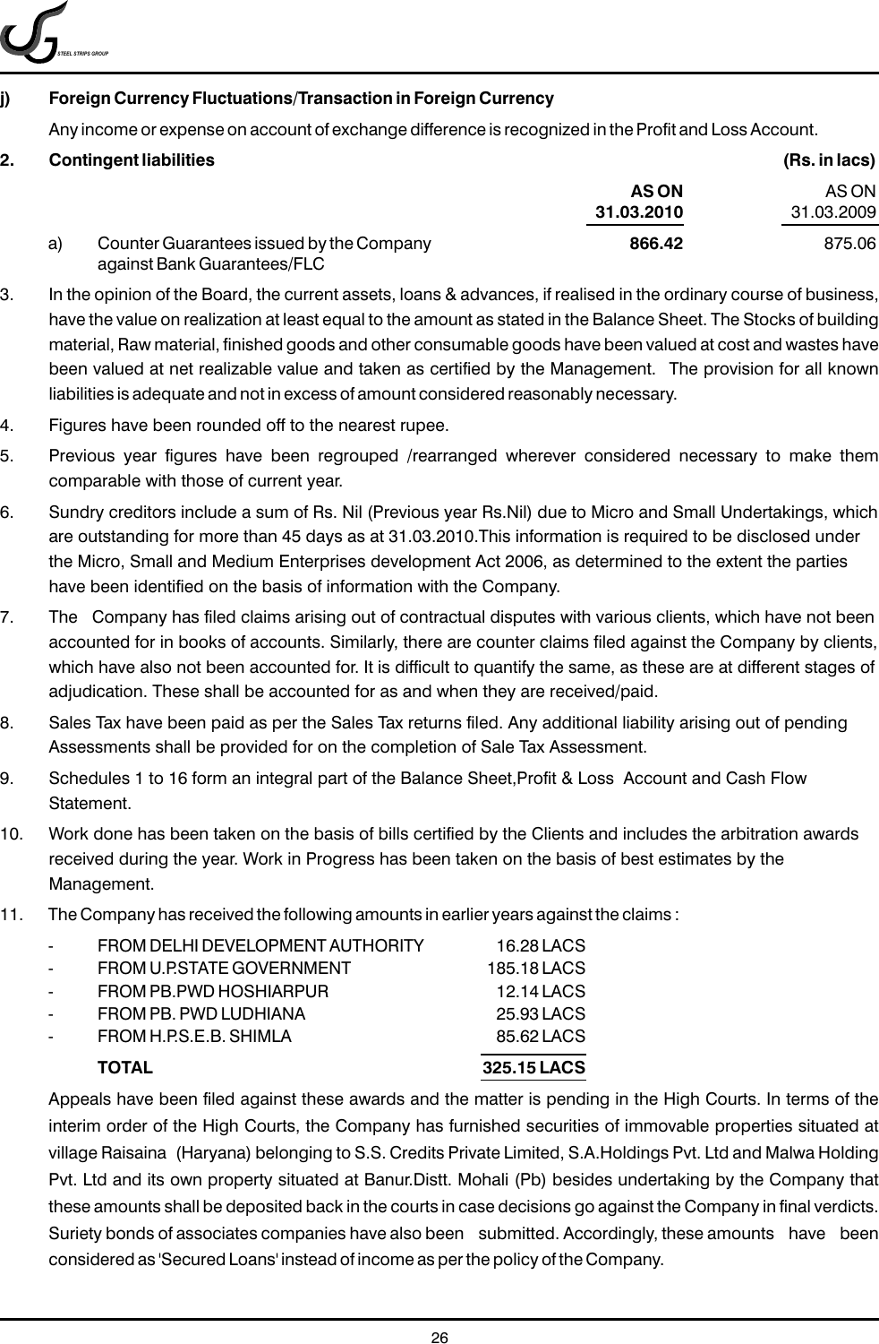**j) Foreign Currency Fluctuations/Transaction in Foreign Currency**

Any income or expense on account of exchange difference is recognized in the Profit and Loss Account.

**2. Contingent liabilities** **(Rs. in lacs)**

| | | **AS ON 31.03.2010** | AS ON 31.03.2009 |
|---|---|---|---|
| a) | Counter Guarantees issued by the Company against Bank Guarantees/FLC | **866.42** | 875.06 |

3. In the opinion of the Board, the current assets, loans & advances, if realised in the ordinary course of business, have the value on realization at least equal to the amount as stated in the Balance Sheet. The Stocks of building material, Raw material, finished goods and other consumable goods have been valued at cost and wastes have been valued at net realizable value and taken as certified by the Management. The provision for all known liabilities is adequate and not in excess of amount considered reasonably necessary.

4. Figures have been rounded off to the nearest rupee.

5. Previous year figures have been regrouped /rearranged wherever considered necessary to make them comparable with those of current year.

6. Sundry creditors include a sum of Rs. Nil (Previous year Rs.Nil) due to Micro and Small Undertakings, which are outstanding for more than 45 days as at 31.03.2010.This information is required to be disclosed under the Micro, Small and Medium Enterprises development Act 2006, as determined to the extent the parties have been identified on the basis of information with the Company.

7. The Company has filed claims arising out of contractual disputes with various clients, which have not been accounted for in books of accounts. Similarly, there are counter claims filed against the Company by clients, which have also not been accounted for. It is difficult to quantify the same, as these are at different stages of adjudication. These shall be accounted for as and when they are received/paid.

8. Sales Tax have been paid as per the Sales Tax returns filed. Any additional liability arising out of pending Assessments shall be provided for on the completion of Sale Tax Assessment.

9. Schedules 1 to 16 form an integral part of the Balance Sheet,Profit & Loss Account and Cash Flow Statement.

10. Work done has been taken on the basis of bills certified by the Clients and includes the arbitration awards received during the year. Work in Progress has been taken on the basis of best estimates by the Management.

11. The Company has received the following amounts in earlier years against the claims :

| | | |
|---|---|---|
| - | FROM DELHI DEVELOPMENT AUTHORITY | 16.28 LACS |
| - | FROM U.P.STATE GOVERNMENT | 185.18 LACS |
| - | FROM PB.PWD HOSHIARPUR | 12.14 LACS |
| - | FROM PB. PWD LUDHIANA | 25.93 LACS |
| - | FROM H.P.S.E.B. SHIMLA | 85.62 LACS |
| | **TOTAL** | **325.15 LACS** |

Appeals have been filed against these awards and the matter is pending in the High Courts. In terms of the interim order of the High Courts, the Company has furnished securities of immovable properties situated at village Raisaina (Haryana) belonging to S.S. Credits Private Limited, S.A.Holdings Pvt. Ltd and Malwa Holding Pvt. Ltd and its own property situated at Banur.Distt. Mohali (Pb) besides undertaking by the Company that these amounts shall be deposited back in the courts in case decisions go against the Company in final verdicts. Suriety bonds of associates companies have also been submitted. Accordingly, these amounts have been considered as 'Secured Loans' instead of income as per the policy of the Company.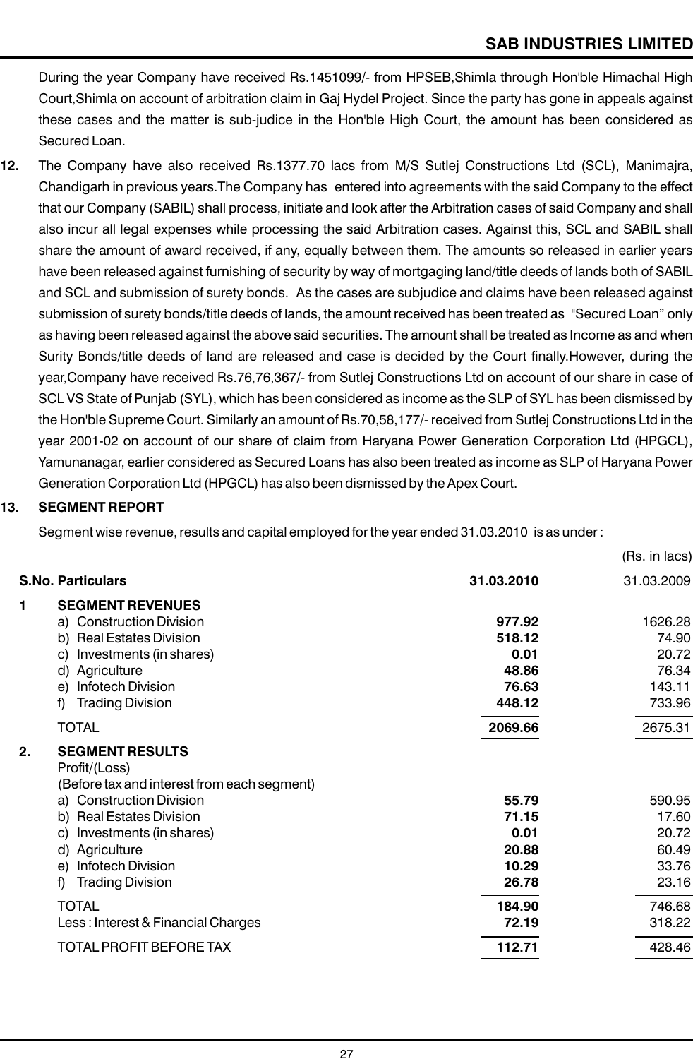During the year Company have received Rs.1451099/- from HPSEB,Shimla through Hon'ble Himachal High Court,Shimla on account of arbitration claim in Gaj Hydel Project. Since the party has gone in appeals against these cases and the matter is sub-judice in the Hon'ble High Court, the amount has been considered as Secured Loan.

**12.** The Company have also received Rs.1377.70 lacs from M/S Sutlej Constructions Ltd (SCL), Manimajra, Chandigarh in previous years.The Company has entered into agreements with the said Company to the effect that our Company (SABIL) shall process, initiate and look after the Arbitration cases of said Company and shall also incur all legal expenses while processing the said Arbitration cases. Against this, SCL and SABIL shall share the amount of award received, if any, equally between them. The amounts so released in earlier years have been released against furnishing of security by way of mortgaging land/title deeds of lands both of SABIL and SCL and submission of surety bonds. As the cases are subjudice and claims have been released against submission of surety bonds/title deeds of lands, the amount received has been treated as "Secured Loan" only as having been released against the above said securities. The amount shall be treated as Income as and when Surity Bonds/title deeds of land are released and case is decided by the Court finally.However, during the year,Company have received Rs.76,76,367/- from Sutlej Constructions Ltd on account of our share in case of SCL VS State of Punjab (SYL), which has been considered as income as the SLP of SYL has been dismissed by the Hon'ble Supreme Court. Similarly an amount of Rs.70,58,177/- received from Sutlej Constructions Ltd in the year 2001-02 on account of our share of claim from Haryana Power Generation Corporation Ltd (HPGCL), Yamunanagar, earlier considered as Secured Loans has also been treated as income as SLP of Haryana Power Generation Corporation Ltd (HPGCL) has also been dismissed by the Apex Court.

**13. SEGMENT REPORT**

Segment wise revenue, results and capital employed for the year ended 31.03.2010 is as under :

(Rs. in lacs)

| S.No. | Particulars | 31.03.2010 | 31.03.2009 |
|---|---|---|---|
| 1 | **SEGMENT REVENUES** | | |
| | a) Construction Division | **977.92** | 1626.28 |
| | b) Real Estates Division | **518.12** | 74.90 |
| | c) Investments (in shares) | **0.01** | 20.72 |
| | d) Agriculture | **48.86** | 76.34 |
| | e) Infotech Division | **76.63** | 143.11 |
| | f) Trading Division | **448.12** | 733.96 |
| | TOTAL | **2069.66** | 2675.31 |
| 2. | **SEGMENT RESULTS** Profit/(Loss) (Before tax and interest from each segment) | | |
| | a) Construction Division | **55.79** | 590.95 |
| | b) Real Estates Division | **71.15** | 17.60 |
| | c) Investments (in shares) | **0.01** | 20.72 |
| | d) Agriculture | **20.88** | 60.49 |
| | e) Infotech Division | **10.29** | 33.76 |
| | f) Trading Division | **26.78** | 23.16 |
| | TOTAL | **184.90** | 746.68 |
| | Less : Interest & Financial Charges | **72.19** | 318.22 |
| | TOTAL PROFIT BEFORE TAX | **112.71** | 428.46 |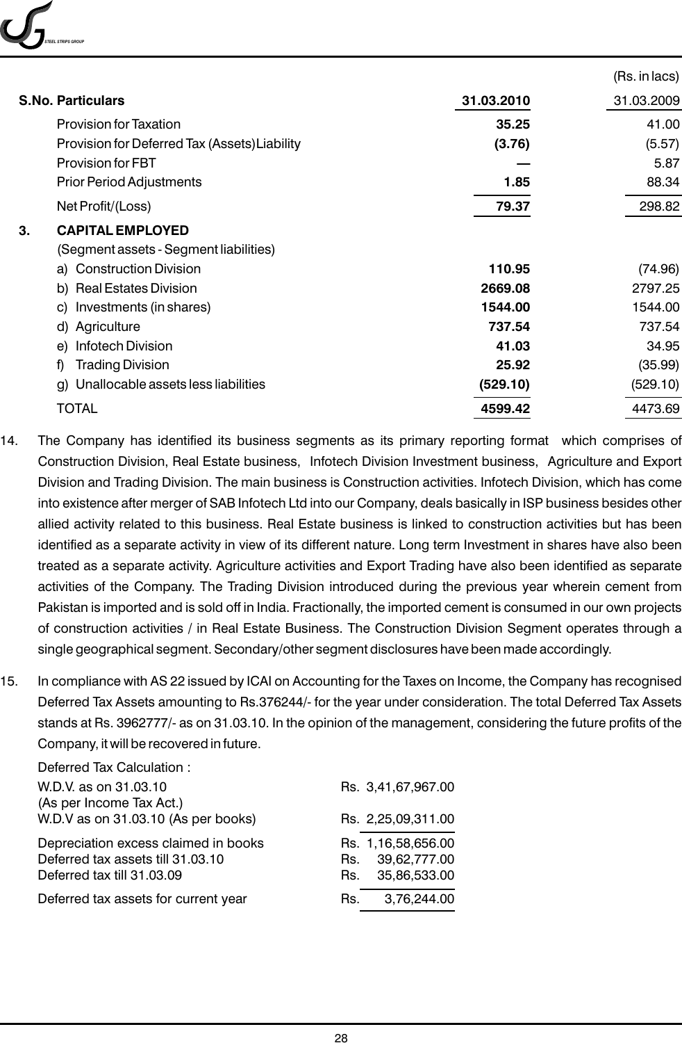(Rs. in lacs)

| S.No. | Particulars | 31.03.2010 | 31.03.2009 |
|---|---|---|---|
| | Provision for Taxation | **35.25** | 41.00 |
| | Provision for Deferred Tax (Assets)Liability | **(3.76)** | (5.57) |
| | Provision for FBT | **—** | 5.87 |
| | Prior Period Adjustments | **1.85** | 88.34 |
| | Net Profit/(Loss) | **79.37** | 298.82 |
| **3.** | **CAPITAL EMPLOYED** | | |
| | (Segment assets - Segment liabilities) | | |
| | a) Construction Division | **110.95** | (74.96) |
| | b) Real Estates Division | **2669.08** | 2797.25 |
| | c) Investments (in shares) | **1544.00** | 1544.00 |
| | d) Agriculture | **737.54** | 737.54 |
| | e) Infotech Division | **41.03** | 34.95 |
| | f) Trading Division | **25.92** | (35.99) |
| | g) Unallocable assets less liabilities | **(529.10)** | (529.10) |
| | TOTAL | **4599.42** | 4473.69 |

14. The Company has identified its business segments as its primary reporting format which comprises of Construction Division, Real Estate business, Infotech Division Investment business, Agriculture and Export Division and Trading Division. The main business is Construction activities. Infotech Division, which has come into existence after merger of SAB Infotech Ltd into our Company, deals basically in ISP business besides other allied activity related to this business. Real Estate business is linked to construction activities but has been identified as a separate activity in view of its different nature. Long term Investment in shares have also been treated as a separate activity. Agriculture activities and Export Trading have also been identified as separate activities of the Company. The Trading Division introduced during the previous year wherein cement from Pakistan is imported and is sold off in India. Fractionally, the imported cement is consumed in our own projects of construction activities / in Real Estate Business. The Construction Division Segment operates through a single geographical segment. Secondary/other segment disclosures have been made accordingly.

15. In compliance with AS 22 issued by ICAI on Accounting for the Taxes on Income, the Company has recognised Deferred Tax Assets amounting to Rs.376244/- for the year under consideration. The total Deferred Tax Assets stands at Rs. 3962777/- as on 31.03.10. In the opinion of the management, considering the future profits of the Company, it will be recovered in future.

Deferred Tax Calculation :

| | |
|---|---|
| W.D.V. as on 31.03.10 (As per Income Tax Act.) | Rs. 3,41,67,967.00 |
| W.D.V as on 31.03.10 (As per books) | Rs. 2,25,09,311.00 |
| Depreciation excess claimed in books | Rs. 1,16,58,656.00 |
| Deferred tax assets till 31.03.10 | Rs. 39,62,777.00 |
| Deferred tax till 31.03.09 | Rs. 35,86,533.00 |
| Deferred tax assets for current year | Rs. 3,76,244.00 |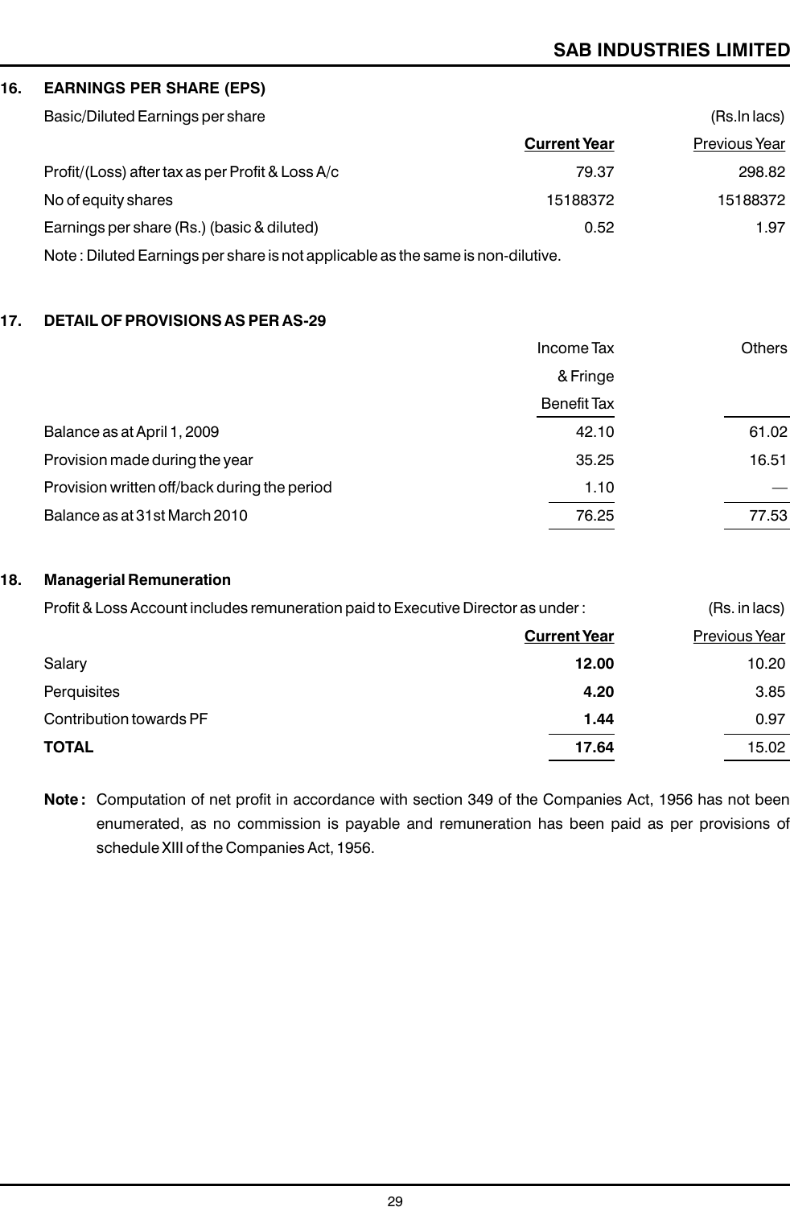## 16. EARNINGS PER SHARE (EPS)

Basic/Diluted Earnings per share (Rs.In lacs)

| | Current Year | Previous Year |
|---|---|---|
| Profit/(Loss) after tax as per Profit & Loss A/c | 79.37 | 298.82 |
| No of equity shares | 15188372 | 15188372 |
| Earnings per share (Rs.) (basic & diluted) | 0.52 | 1.97 |

Note : Diluted Earnings per share is not applicable as the same is non-dilutive.

## 17. DETAIL OF PROVISIONS AS PER AS-29

| | Income Tax & Fringe Benefit Tax | Others |
|---|---|---|
| Balance as at April 1, 2009 | 42.10 | 61.02 |
| Provision made during the year | 35.25 | 16.51 |
| Provision written off/back during the period | 1.10 | — |
| Balance as at 31st March 2010 | 76.25 | 77.53 |

## 18. Managerial Remuneration

Profit & Loss Account includes remuneration paid to Executive Director as under : (Rs. in lacs)

| | Current Year | Previous Year |
|---|---|---|
| Salary | **12.00** | 10.20 |
| Perquisites | **4.20** | 3.85 |
| Contribution towards PF | **1.44** | 0.97 |
| **TOTAL** | **17.64** | 15.02 |

**Note :** Computation of net profit in accordance with section 349 of the Companies Act, 1956 has not been enumerated, as no commission is payable and remuneration has been paid as per provisions of schedule XIII of the Companies Act, 1956.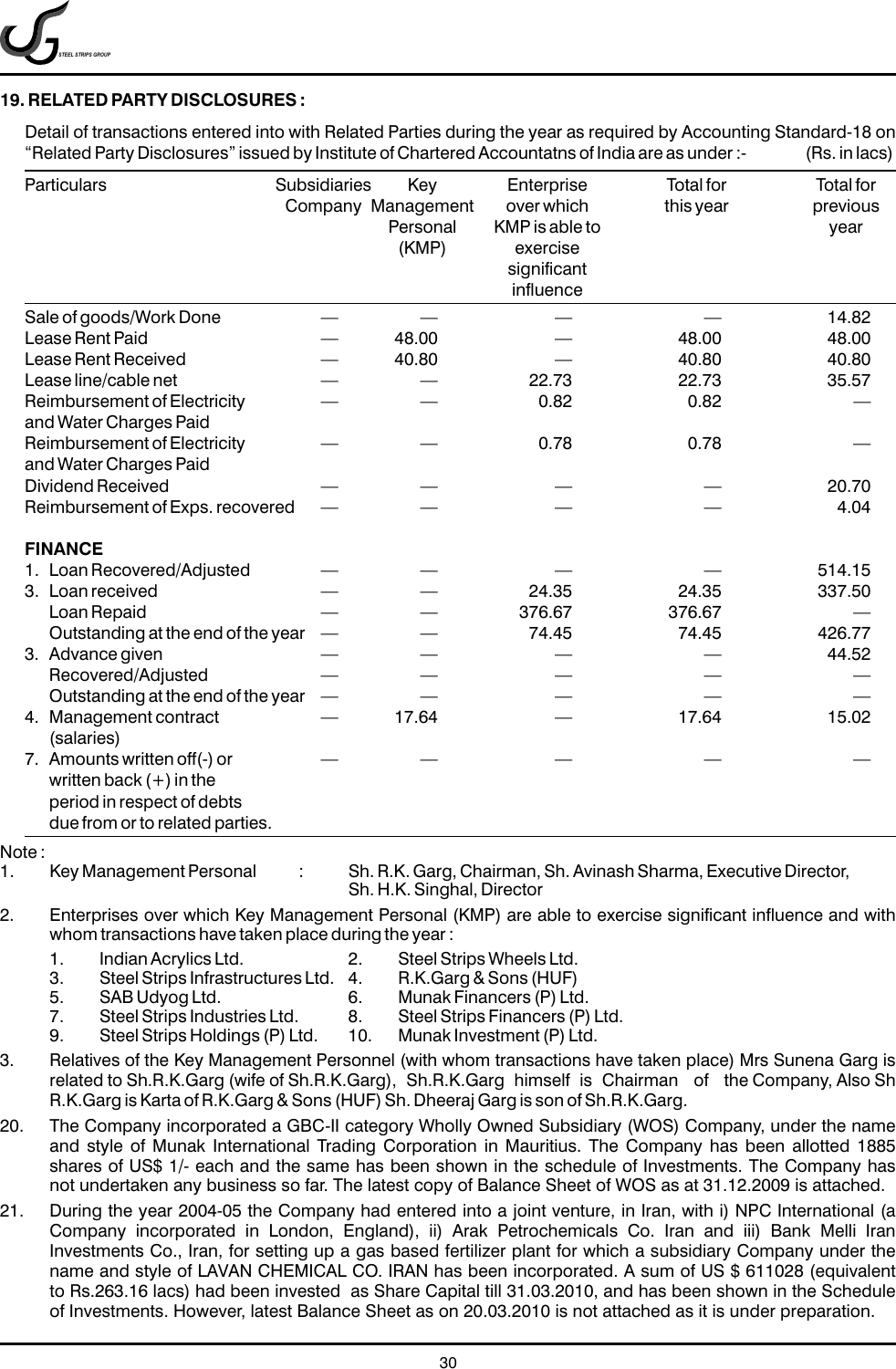## 19. RELATED PARTY DISCLOSURES :

Detail of transactions entered into with Related Parties during the year as required by Accounting Standard-18 on "Related Party Disclosures" issued by Institute of Chartered Accountatns of India are as under :- (Rs. in lacs)

| Particulars | Subsidiaries Company | Key Management Personal (KMP) | Enterprise over which KMP is able to exercise significant influence | Total for this year | Total for previous year |
|---|---|---|---|---|---|
| Sale of goods/Work Done | — | — | — | — | 14.82 |
| Lease Rent Paid | — | 48.00 | — | 48.00 | 48.00 |
| Lease Rent Received | — | 40.80 | — | 40.80 | 40.80 |
| Lease line/cable net | — | — | 22.73 | 22.73 | 35.57 |
| Reimbursement of Electricity and Water Charges Paid | — | — | 0.82 | 0.82 | — |
| Reimbursement of Electricity and Water Charges Paid | — | — | 0.78 | 0.78 | — |
| Dividend Received | — | — | — | — | 20.70 |
| Reimbursement of Exps. recovered | — | — | — | — | 4.04 |
| **FINANCE** | | | | | |
| 1. Loan Recovered/Adjusted | — | — | — | — | 514.15 |
| 3. Loan received | — | — | 24.35 | 24.35 | 337.50 |
| Loan Repaid | — | — | 376.67 | 376.67 | — |
| Outstanding at the end of the year | — | — | 74.45 | 74.45 | 426.77 |
| 3. Advance given | — | — | — | — | 44.52 |
| Recovered/Adjusted | — | — | — | — | — |
| Outstanding at the end of the year | — | — | — | — | — |
| 4. Management contract (salaries) | — | 17.64 | — | 17.64 | 15.02 |
| 7. Amounts written off(-) or written back (+) in the period in respect of debts due from or to related parties. | — | — | — | — | — |

Note :

1. Key Management Personal : Sh. R.K. Garg, Chairman, Sh. Avinash Sharma, Executive Director, Sh. H.K. Singhal, Director

2. Enterprises over which Key Management Personal (KMP) are able to exercise significant influence and with whom transactions have taken place during the year :

   1. Indian Acrylics Ltd.
   2. Steel Strips Wheels Ltd.
   3. Steel Strips Infrastructures Ltd.
   4. R.K.Garg & Sons (HUF)
   5. SAB Udyog Ltd.
   6. Munak Financers (P) Ltd.
   7. Steel Strips Industries Ltd.
   8. Steel Strips Financers (P) Ltd.
   9. Steel Strips Holdings (P) Ltd.
   10. Munak Investment (P) Ltd.

3. Relatives of the Key Management Personnel (with whom transactions have taken place) Mrs Sunena Garg is related to Sh.R.K.Garg (wife of Sh.R.K.Garg), Sh.R.K.Garg himself is Chairman of the Company, Also Sh R.K.Garg is Karta of R.K.Garg & Sons (HUF) Sh. Dheeraj Garg is son of Sh.R.K.Garg.

20. The Company incorporated a GBC-II category Wholly Owned Subsidiary (WOS) Company, under the name and style of Munak International Trading Corporation in Mauritius. The Company has been allotted 1885 shares of US$ 1/- each and the same has been shown in the schedule of Investments. The Company has not undertaken any business so far. The latest copy of Balance Sheet of WOS as at 31.12.2009 is attached.

21. During the year 2004-05 the Company had entered into a joint venture, in Iran, with i) NPC International (a Company incorporated in London, England), ii) Arak Petrochemicals Co. Iran and iii) Bank Melli Iran Investments Co., Iran, for setting up a gas based fertilizer plant for which a subsidiary Company under the name and style of LAVAN CHEMICAL CO. IRAN has been incorporated. A sum of US $ 611028 (equivalent to Rs.263.16 lacs) had been invested as Share Capital till 31.03.2010, and has been shown in the Schedule of Investments. However, latest Balance Sheet as on 20.03.2010 is not attached as it is under preparation.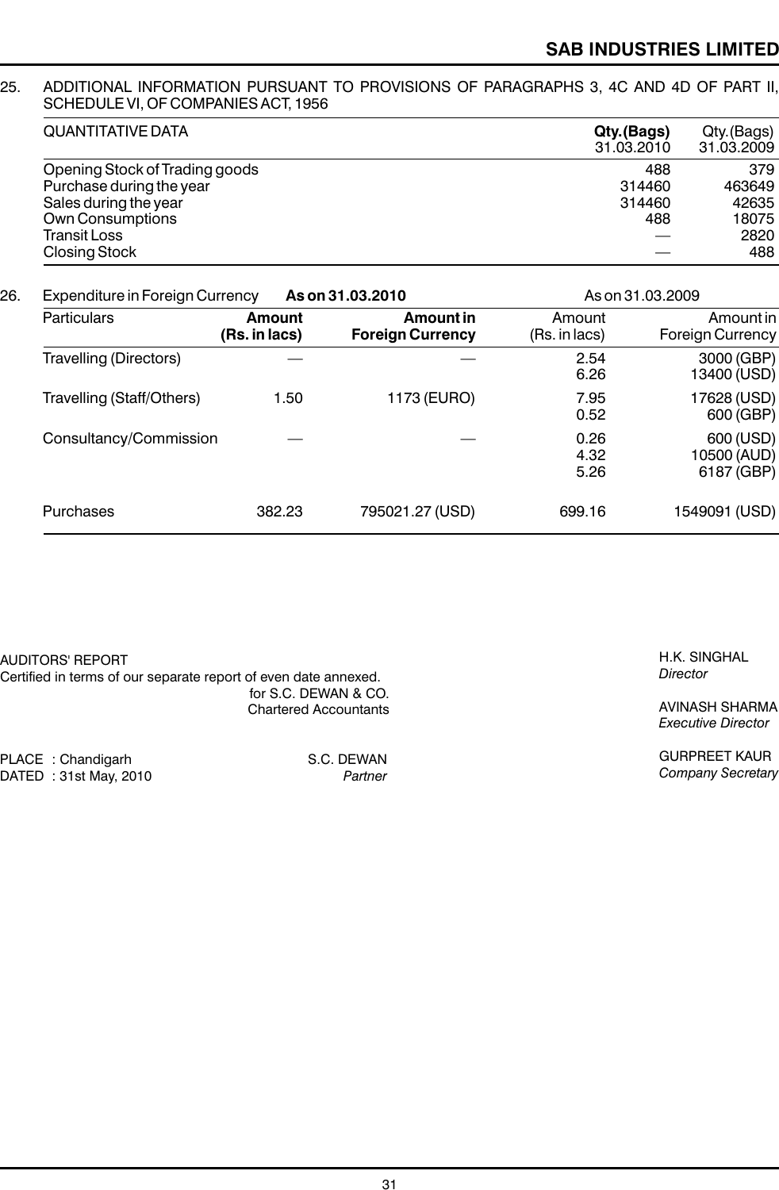25. ADDITIONAL INFORMATION PURSUANT TO PROVISIONS OF PARAGRAPHS 3, 4C AND 4D OF PART II, SCHEDULE VI, OF COMPANIES ACT, 1956

| QUANTITATIVE DATA | **Qty.(Bags)** 31.03.2010 | Qty.(Bags) 31.03.2009 |
|---|---|---|
| Opening Stock of Trading goods | 488 | 379 |
| Purchase during the year | 314460 | 463649 |
| Sales during the year | 314460 | 42635 |
| Own Consumptions | 488 | 18075 |
| Transit Loss | — | 2820 |
| Closing Stock | — | 488 |

26. Expenditure in Foreign Currency

| | **As on 31.03.2010** | | As on 31.03.2009 | |
|---|---|---|---|---|
| Particulars | **Amount (Rs. in lacs)** | **Amount in Foreign Currency** | Amount (Rs. in lacs) | Amount in Foreign Currency |
| Travelling (Directors) | — | — | 2.54<br>6.26 | 3000 (GBP)<br>13400 (USD) |
| Travelling (Staff/Others) | 1.50 | 1173 (EURO) | 7.95<br>0.52 | 17628 (USD)<br>600 (GBP) |
| Consultancy/Commission | — | — | 0.26<br>4.32<br>5.26 | 600 (USD)<br>10500 (AUD)<br>6187 (GBP) |
| Purchases | 382.23 | 795021.27 (USD) | 699.16 | 1549091 (USD) |

AUDITORS' REPORT
Certified in terms of our separate report of even date annexed.

for S.C. DEWAN & CO.
Chartered Accountants

PLACE : Chandigarh
DATED : 31st May, 2010

S.C. DEWAN
*Partner*

H.K. SINGHAL
*Director*

AVINASH SHARMA
*Executive Director*

GURPREET KAUR
*Company Secretary*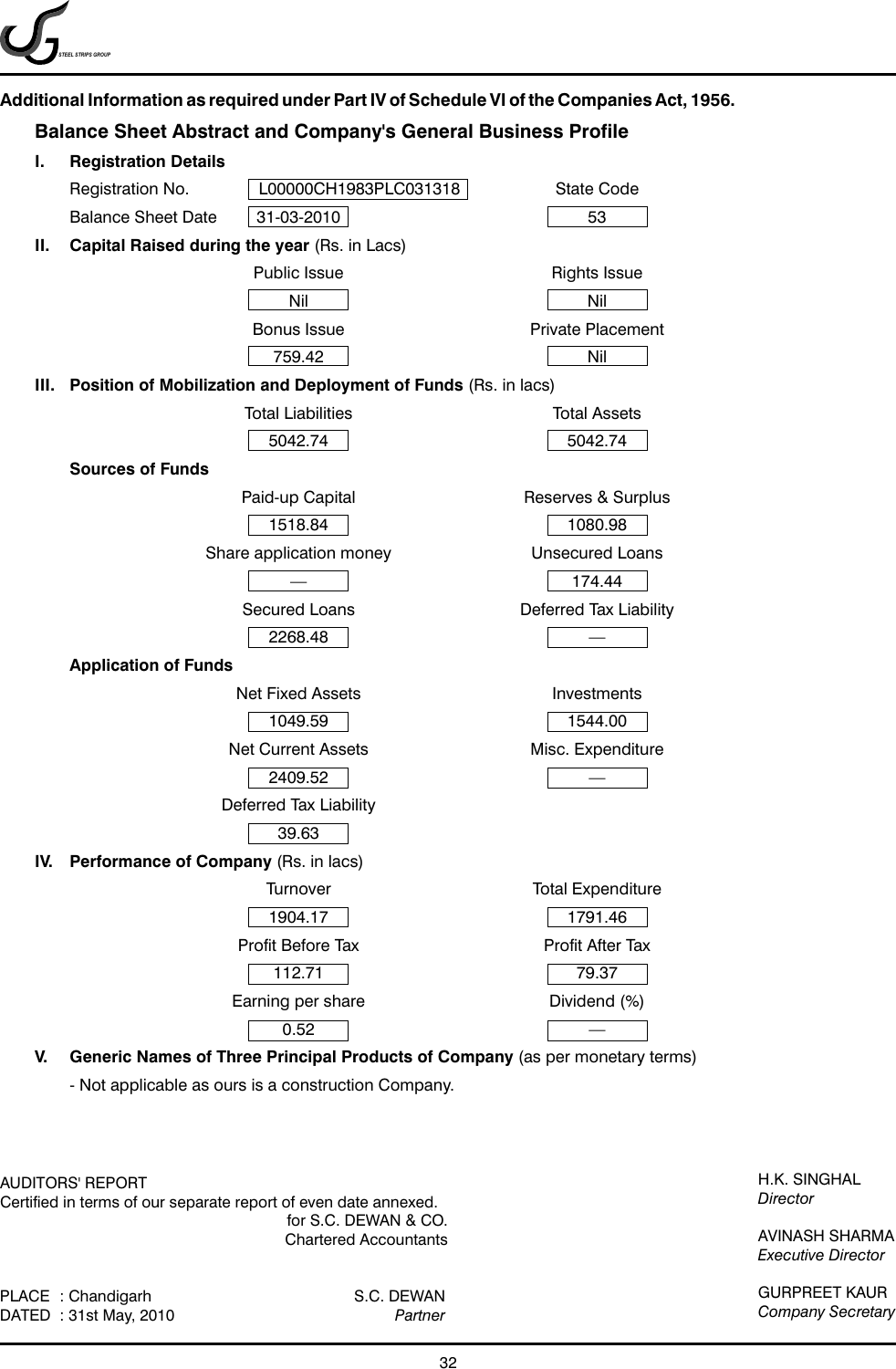**Additional Information as required under Part IV of Schedule VI of the Companies Act, 1956.**

## Balance Sheet Abstract and Company's General Business Profile

### I. Registration Details

| | | | |
|---|---|---|---|
| Registration No. | L00000CH1983PLC031318 | State Code | 53 |
| Balance Sheet Date | 31-03-2010 | | |

### II. Capital Raised during the year (Rs. in Lacs)

| Public Issue | Rights Issue |
|---|---|
| Nil | Nil |
| **Bonus Issue** | **Private Placement** |
| 759.42 | Nil |

### III. Position of Mobilization and Deployment of Funds (Rs. in lacs)

| Total Liabilities | Total Assets |
|---|---|
| 5042.74 | 5042.74 |

**Sources of Funds**

| Paid-up Capital | Reserves & Surplus |
|---|---|
| 1518.84 | 1080.98 |
| **Share application money** | **Unsecured Loans** |
| — | 174.44 |
| **Secured Loans** | **Deferred Tax Liability** |
| 2268.48 | — |

**Application of Funds**

| Net Fixed Assets | Investments |
|---|---|
| 1049.59 | 1544.00 |
| **Net Current Assets** | **Misc. Expenditure** |
| 2409.52 | — |
| **Deferred Tax Liability** | |
| 39.63 | |

### IV. Performance of Company (Rs. in lacs)

| Turnover | Total Expenditure |
|---|---|
| 1904.17 | 1791.46 |
| **Profit Before Tax** | **Profit After Tax** |
| 112.71 | 79.37 |
| **Earning per share** | **Dividend (%)** |
| 0.52 | — |

### V. Generic Names of Three Principal Products of Company (as per monetary terms)

- Not applicable as ours is a construction Company.

AUDITORS' REPORT
Certified in terms of our separate report of even date annexed.

for S.C. DEWAN & CO.
Chartered Accountants

PLACE : Chandigarh
DATED : 31st May, 2010

S.C. DEWAN
*Partner*

H.K. SINGHAL
*Director*

AVINASH SHARMA
*Executive Director*

GURPREET KAUR
*Company Secretary*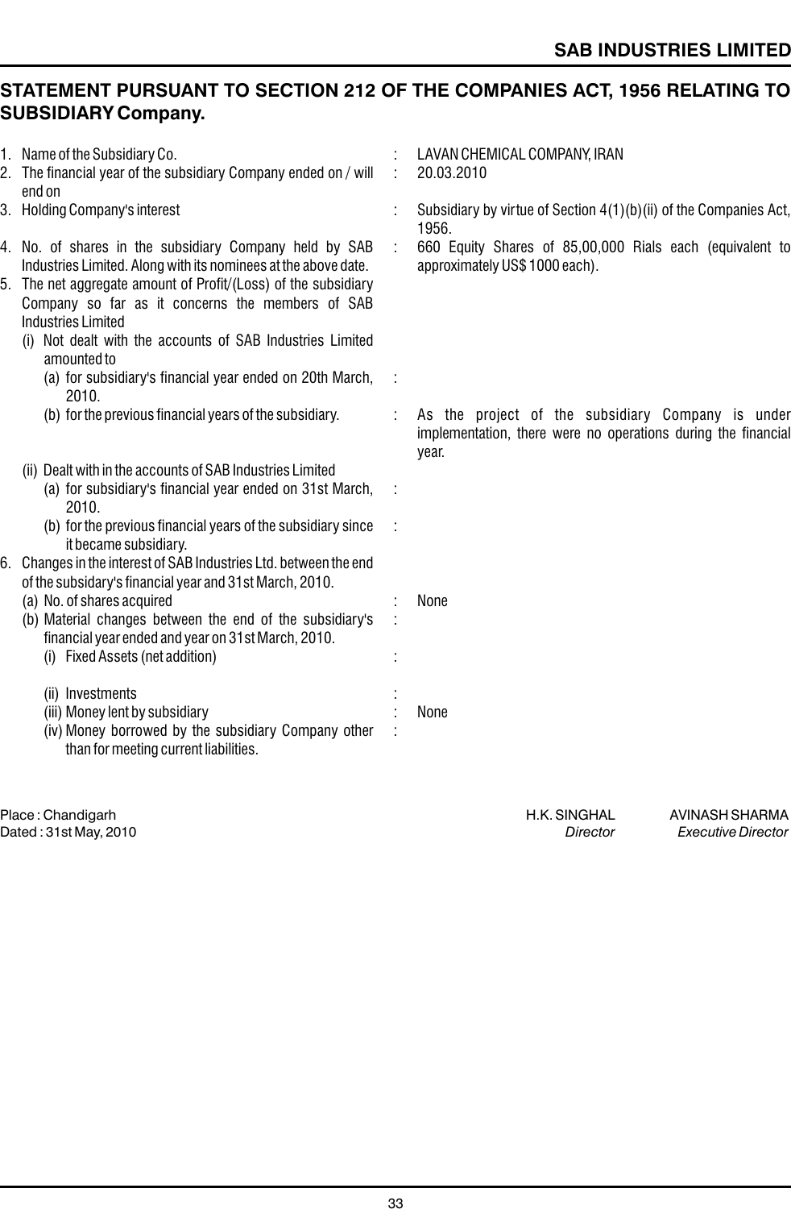## STATEMENT PURSUANT TO SECTION 212 OF THE COMPANIES ACT, 1956 RELATING TO SUBSIDIARY Company.

| | | |
|---|---|---|
| 1. Name of the Subsidiary Co. | : | LAVAN CHEMICAL COMPANY, IRAN |
| 2. The financial year of the subsidiary Company ended on / will end on | : | 20.03.2010 |
| 3. Holding Company's interest | : | Subsidiary by virtue of Section 4(1)(b)(ii) of the Companies Act, 1956. |
| 4. No. of shares in the subsidiary Company held by SAB Industries Limited. Along with its nominees at the above date. | : | 660 Equity Shares of 85,00,000 Rials each (equivalent to approximately US$ 1000 each). |
| 5. The net aggregate amount of Profit/(Loss) of the subsidiary Company so far as it concerns the members of SAB Industries Limited | | |
| (i) Not dealt with the accounts of SAB Industries Limited amounted to | | |
| (a) for subsidiary's financial year ended on 20th March, 2010. | : | |
| (b) for the previous financial years of the subsidiary. | : | As the project of the subsidiary Company is under implementation, there were no operations during the financial year. |
| (ii) Dealt with in the accounts of SAB Industries Limited | | |
| (a) for subsidiary's financial year ended on 31st March, 2010. | : | |
| (b) for the previous financial years of the subsidiary since it became subsidiary. | : | |
| 6. Changes in the interest of SAB Industries Ltd. between the end of the subsidary's financial year and 31st March, 2010. | | |
| (a) No. of shares acquired | : | None |
| (b) Material changes between the end of the subsidiary's financial year ended and year on 31st March, 2010. | : | |
| (i) Fixed Assets (net addition) | : | |
| (ii) Investments | : | |
| (iii) Money lent by subsidiary | : | None |
| (iv) Money borrowed by the subsidiary Company other than for meeting current liabilities. | : | |

Place : Chandigarh
Dated : 31st May, 2010

H.K. SINGHAL
*Director*

AVINASH SHARMA
*Executive Director*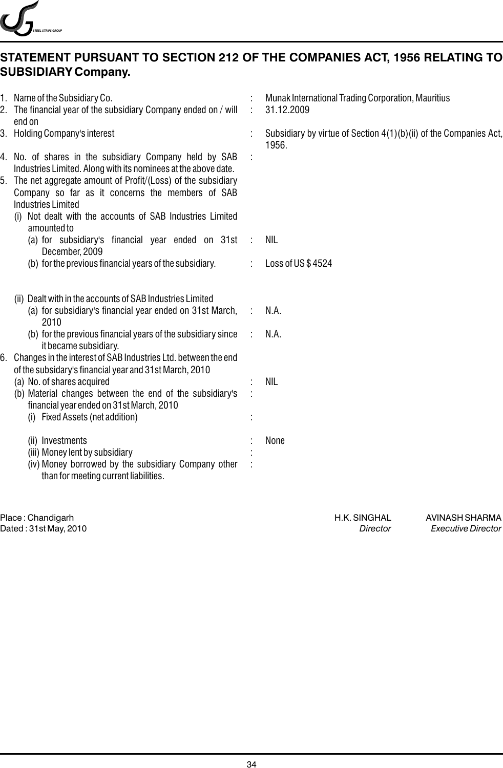## STATEMENT PURSUANT TO SECTION 212 OF THE COMPANIES ACT, 1956 RELATING TO SUBSIDIARY Company.

| | | | |
|---|---|---|---|
| 1. | Name of the Subsidiary Co. | : | Munak International Trading Corporation, Mauritius |
| 2. | The financial year of the subsidiary Company ended on / will end on | : | 31.12.2009 |
| 3. | Holding Company's interest | : | Subsidiary by virtue of Section 4(1)(b)(ii) of the Companies Act, 1956. |
| 4. | No. of shares in the subsidiary Company held by SAB Industries Limited. Along with its nominees at the above date. | : | |
| 5. | The net aggregate amount of Profit/(Loss) of the subsidiary Company so far as it concerns the members of SAB Industries Limited | | |
| | (i) Not dealt with the accounts of SAB Industries Limited amounted to | | |
| | (a) for subsidiary's financial year ended on 31st December, 2009 | : | NIL |
| | (b) for the previous financial years of the subsidiary. | : | Loss of US $ 4524 |
| | (ii) Dealt with in the accounts of SAB Industries Limited | | |
| | (a) for subsidiary's financial year ended on 31st March, 2010 | : | N.A. |
| | (b) for the previous financial years of the subsidiary since it became subsidiary. | : | N.A. |
| 6. | Changes in the interest of SAB Industries Ltd. between the end of the subsidary's financial year and 31st March, 2010 | | |
| | (a) No. of shares acquired | : | NIL |
| | (b) Material changes between the end of the subsidiary's financial year ended on 31st March, 2010 | : | |
| | (i) Fixed Assets (net addition) | : | |
| | (ii) Investments | : | None |
| | (iii) Money lent by subsidiary | : | |
| | (iv) Money borrowed by the subsidiary Company other than for meeting current liabilities. | : | |

Place : Chandigarh
Dated : 31st May, 2010

H.K. SINGHAL
*Director*

AVINASH SHARMA
*Executive Director*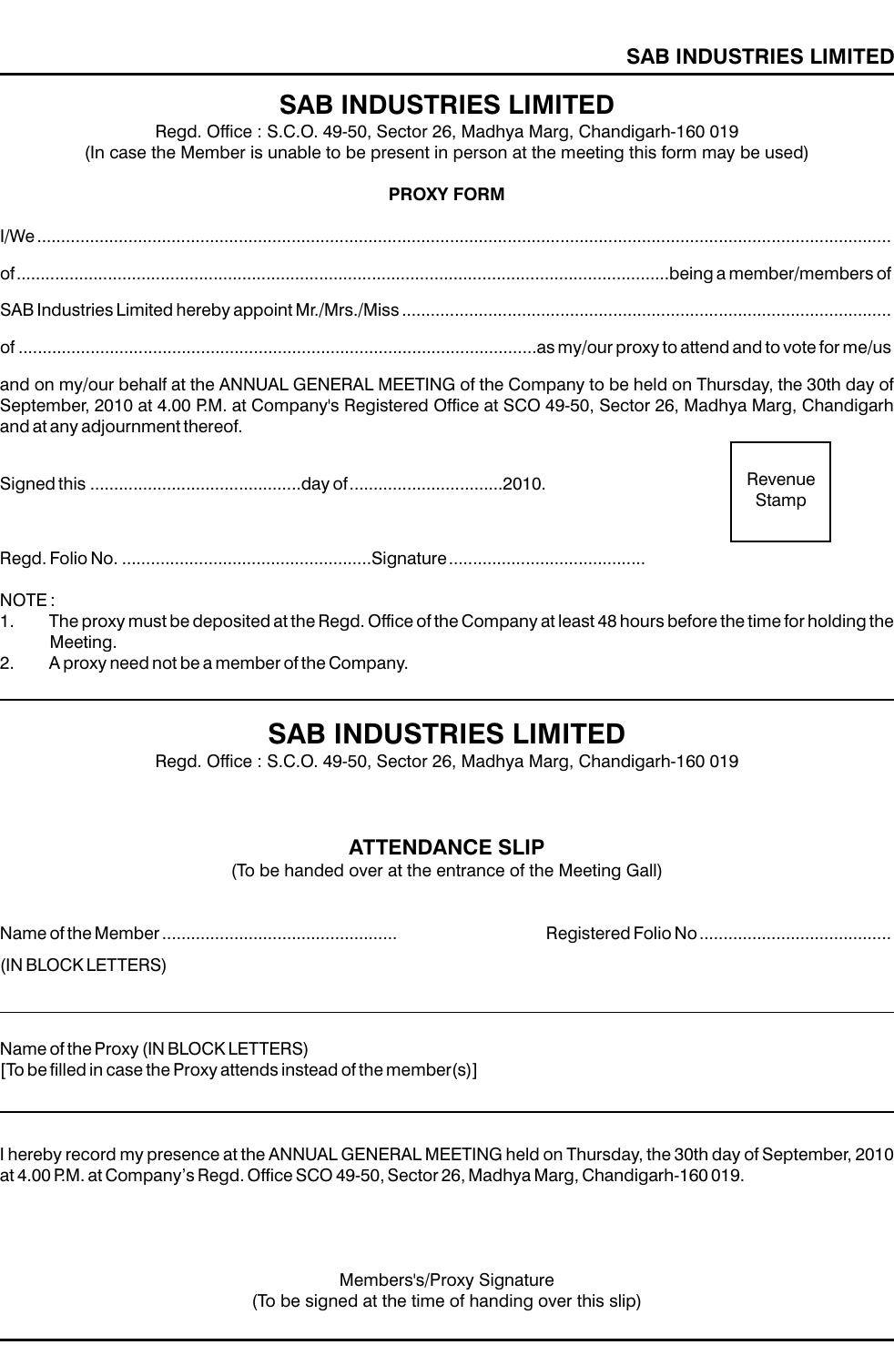# SAB INDUSTRIES LIMITED

Regd. Office : S.C.O. 49-50, Sector 26, Madhya Marg, Chandigarh-160 019

(In case the Member is unable to be present in person at the meeting this form may be used)

**PROXY FORM**

I/We ..................................................................................................................................................................

of ........................................................................................................................................being a member/members of

SAB Industries Limited hereby appoint Mr./Mrs./Miss ......................................................................................................

of ...........................................................................................................as my/our proxy to attend and to vote for me/us

and on my/our behalf at the ANNUAL GENERAL MEETING of the Company to be held on Thursday, the 30th day of September, 2010 at 4.00 P.M. at Company's Registered Office at SCO 49-50, Sector 26, Madhya Marg, Chandigarh and at any adjournment thereof.

Signed this ...........................................day of ...............................2010.

Revenue Stamp

Regd. Folio No. ...................................................Signature ........................................

NOTE :

1. The proxy must be deposited at the Regd. Office of the Company at least 48 hours before the time for holding the Meeting.
2. A proxy need not be a member of the Company.

---

# SAB INDUSTRIES LIMITED

Regd. Office : S.C.O. 49-50, Sector 26, Madhya Marg, Chandigarh-160 019

## ATTENDANCE SLIP

(To be handed over at the entrance of the Meeting Gall)

Name of the Member ................................................ Registered Folio No ........................................

(IN BLOCK LETTERS)

---

Name of the Proxy (IN BLOCK LETTERS)

[To be filled in case the Proxy attends instead of the member(s)]

---

I hereby record my presence at the ANNUAL GENERAL MEETING held on Thursday, the 30th day of September, 2010 at 4.00 P.M. at Company's Regd. Office SCO 49-50, Sector 26, Madhya Marg, Chandigarh-160 019.

Members's/Proxy Signature

(To be signed at the time of handing over this slip)